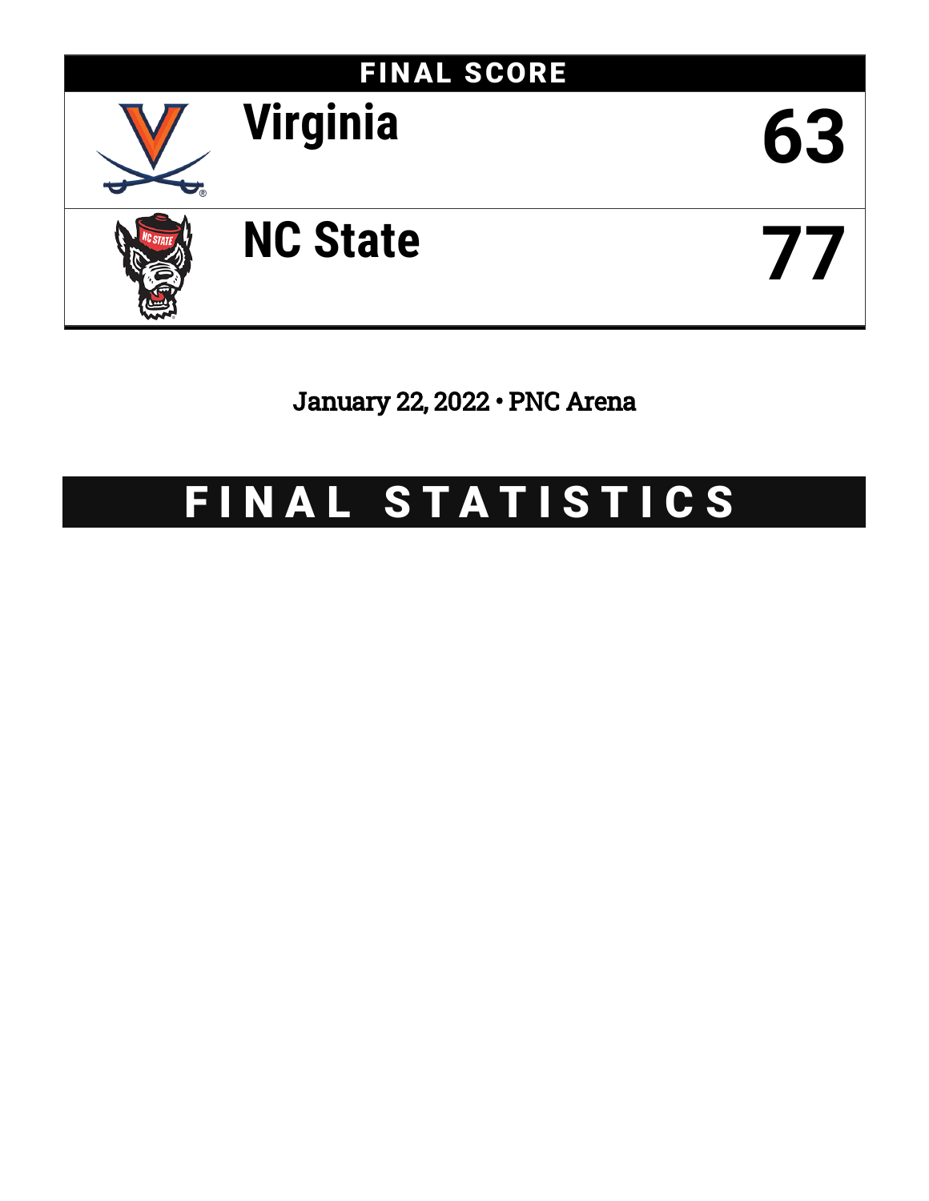## FINAL SCORE

| Team | Score |
| --- | --- |
| Virginia | 63 |
| NC State | 77 |

January 22, 2022 • PNC Arena

# FINAL STATISTICS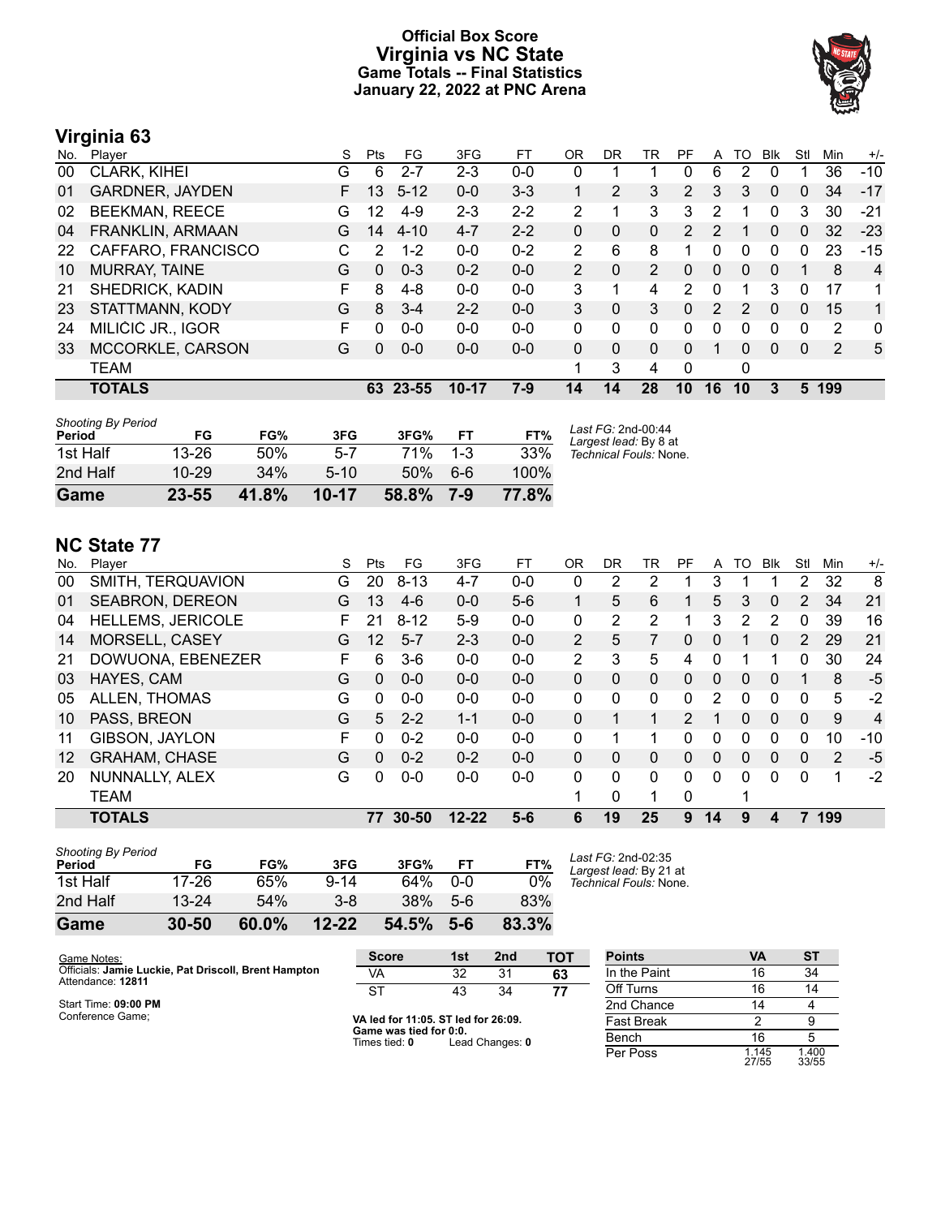# Official Box Score
## Virginia vs NC State
### Game Totals -- Final Statistics
### January 22, 2022 at PNC Arena

## Virginia 63

| No. | Player | S | Pts | FG | 3FG | FT | OR | DR | TR | PF | A | TO | Blk | Stl | Min | +/- |
|---|---|---|---|---|---|---|---|---|---|---|---|---|---|---|---|---|
| 00 | CLARK, KIHEI | G | 6 | 2-7 | 2-3 | 0-0 | 0 | 1 | 1 | 0 | 6 | 2 | 0 | 1 | 36 | -10 |
| 01 | GARDNER, JAYDEN | F | 13 | 5-12 | 0-0 | 3-3 | 1 | 2 | 3 | 2 | 3 | 3 | 0 | 0 | 34 | -17 |
| 02 | BEEKMAN, REECE | G | 12 | 4-9 | 2-3 | 2-2 | 2 | 1 | 3 | 3 | 2 | 1 | 0 | 3 | 30 | -21 |
| 04 | FRANKLIN, ARMAAN | G | 14 | 4-10 | 4-7 | 2-2 | 0 | 0 | 0 | 2 | 2 | 1 | 0 | 0 | 32 | -23 |
| 22 | CAFFARO, FRANCISCO | C | 2 | 1-2 | 0-0 | 0-2 | 2 | 6 | 8 | 1 | 0 | 0 | 0 | 0 | 23 | -15 |
| 10 | MURRAY, TAINE | G | 0 | 0-3 | 0-2 | 0-0 | 2 | 0 | 2 | 0 | 0 | 0 | 0 | 1 | 8 | 4 |
| 21 | SHEDRICK, KADIN | F | 8 | 4-8 | 0-0 | 0-0 | 3 | 1 | 4 | 2 | 0 | 1 | 3 | 0 | 17 | 1 |
| 23 | STATTMANN, KODY | G | 8 | 3-4 | 2-2 | 0-0 | 3 | 0 | 3 | 0 | 2 | 2 | 0 | 0 | 15 | 1 |
| 24 | MILIČIĆ JR., IGOR | F | 0 | 0-0 | 0-0 | 0-0 | 0 | 0 | 0 | 0 | 0 | 0 | 0 | 0 | 2 | 0 |
| 33 | MCCORKLE, CARSON | G | 0 | 0-0 | 0-0 | 0-0 | 0 | 0 | 0 | 0 | 1 | 0 | 0 | 0 | 2 | 5 |
| | TEAM | | | | | | 1 | 3 | 4 | 0 | | 0 | | | | |
| | **TOTALS** | | **63** | **23-55** | **10-17** | **7-9** | **14** | **14** | **28** | **10** | **16** | **10** | **3** | **5** | **199** | |

| Shooting By Period | FG | FG% | 3FG | 3FG% | FT | FT% |
|---|---|---|---|---|---|---|
| 1st Half | 13-26 | 50% | 5-7 | 71% | 1-3 | 33% |
| 2nd Half | 10-29 | 34% | 5-10 | 50% | 6-6 | 100% |
| **Game** | **23-55** | **41.8%** | **10-17** | **58.8%** | **7-9** | **77.8%** |

*Last FG:* 2nd-00:44
*Largest lead:* By 8 at
*Technical Fouls:* None.

## NC State 77

| No. | Player | S | Pts | FG | 3FG | FT | OR | DR | TR | PF | A | TO | Blk | Stl | Min | +/- |
|---|---|---|---|---|---|---|---|---|---|---|---|---|---|---|---|---|
| 00 | SMITH, TERQUAVION | G | 20 | 8-13 | 4-7 | 0-0 | 0 | 2 | 2 | 1 | 3 | 1 | 1 | 2 | 32 | 8 |
| 01 | SEABRON, DEREON | G | 13 | 4-6 | 0-0 | 5-6 | 1 | 5 | 6 | 1 | 5 | 3 | 0 | 2 | 34 | 21 |
| 04 | HELLEMS, JERICOLE | F | 21 | 8-12 | 5-9 | 0-0 | 0 | 2 | 2 | 1 | 3 | 2 | 2 | 0 | 39 | 16 |
| 14 | MORSELL, CASEY | G | 12 | 5-7 | 2-3 | 0-0 | 2 | 5 | 7 | 0 | 0 | 1 | 0 | 2 | 29 | 21 |
| 21 | DOWUONA, EBENEZER | F | 6 | 3-6 | 0-0 | 0-0 | 2 | 3 | 5 | 4 | 0 | 1 | 1 | 0 | 30 | 24 |
| 03 | HAYES, CAM | G | 0 | 0-0 | 0-0 | 0-0 | 0 | 0 | 0 | 0 | 0 | 0 | 0 | 1 | 8 | -5 |
| 05 | ALLEN, THOMAS | G | 0 | 0-0 | 0-0 | 0-0 | 0 | 0 | 0 | 0 | 2 | 0 | 0 | 0 | 5 | -2 |
| 10 | PASS, BREON | G | 5 | 2-2 | 1-1 | 0-0 | 0 | 1 | 1 | 2 | 1 | 0 | 0 | 0 | 9 | 4 |
| 11 | GIBSON, JAYLON | F | 0 | 0-2 | 0-0 | 0-0 | 0 | 1 | 1 | 0 | 0 | 0 | 0 | 0 | 10 | -10 |
| 12 | GRAHAM, CHASE | G | 0 | 0-2 | 0-2 | 0-0 | 0 | 0 | 0 | 0 | 0 | 0 | 0 | 0 | 2 | -5 |
| 20 | NUNNALLY, ALEX | G | 0 | 0-0 | 0-0 | 0-0 | 0 | 0 | 0 | 0 | 0 | 0 | 0 | 0 | 1 | -2 |
| | TEAM | | | | | | 1 | 0 | 1 | 0 | | 1 | | | | |
| | **TOTALS** | | **77** | **30-50** | **12-22** | **5-6** | **6** | **19** | **25** | **9** | **14** | **9** | **4** | **7** | **199** | |

| Shooting By Period | FG | FG% | 3FG | 3FG% | FT | FT% |
|---|---|---|---|---|---|---|
| 1st Half | 17-26 | 65% | 9-14 | 64% | 0-0 | 0% |
| 2nd Half | 13-24 | 54% | 3-8 | 38% | 5-6 | 83% |
| **Game** | **30-50** | **60.0%** | **12-22** | **54.5%** | **5-6** | **83.3%** |

*Last FG:* 2nd-02:35
*Largest lead:* By 21 at
*Technical Fouls:* None.

Game Notes:
Officials: **Jamie Luckie, Pat Driscoll, Brent Hampton**
Attendance: **12811**

Start Time: **09:00 PM**
Conference Game;

| Score | 1st | 2nd | TOT |
|---|---|---|---|
| VA | 32 | 31 | **63** |
| ST | 43 | 34 | **77** |

**VA led for 11:05. ST led for 26:09.**
**Game was tied for 0:0.**
Times tied: **0** Lead Changes: **0**

| Points | VA | ST |
|---|---|---|
| In the Paint | 16 | 34 |
| Off Turns | 16 | 14 |
| 2nd Chance | 14 | 4 |
| Fast Break | 2 | 9 |
| Bench | 16 | 5 |
| Per Poss | 1.145 27/55 | 1.400 33/55 |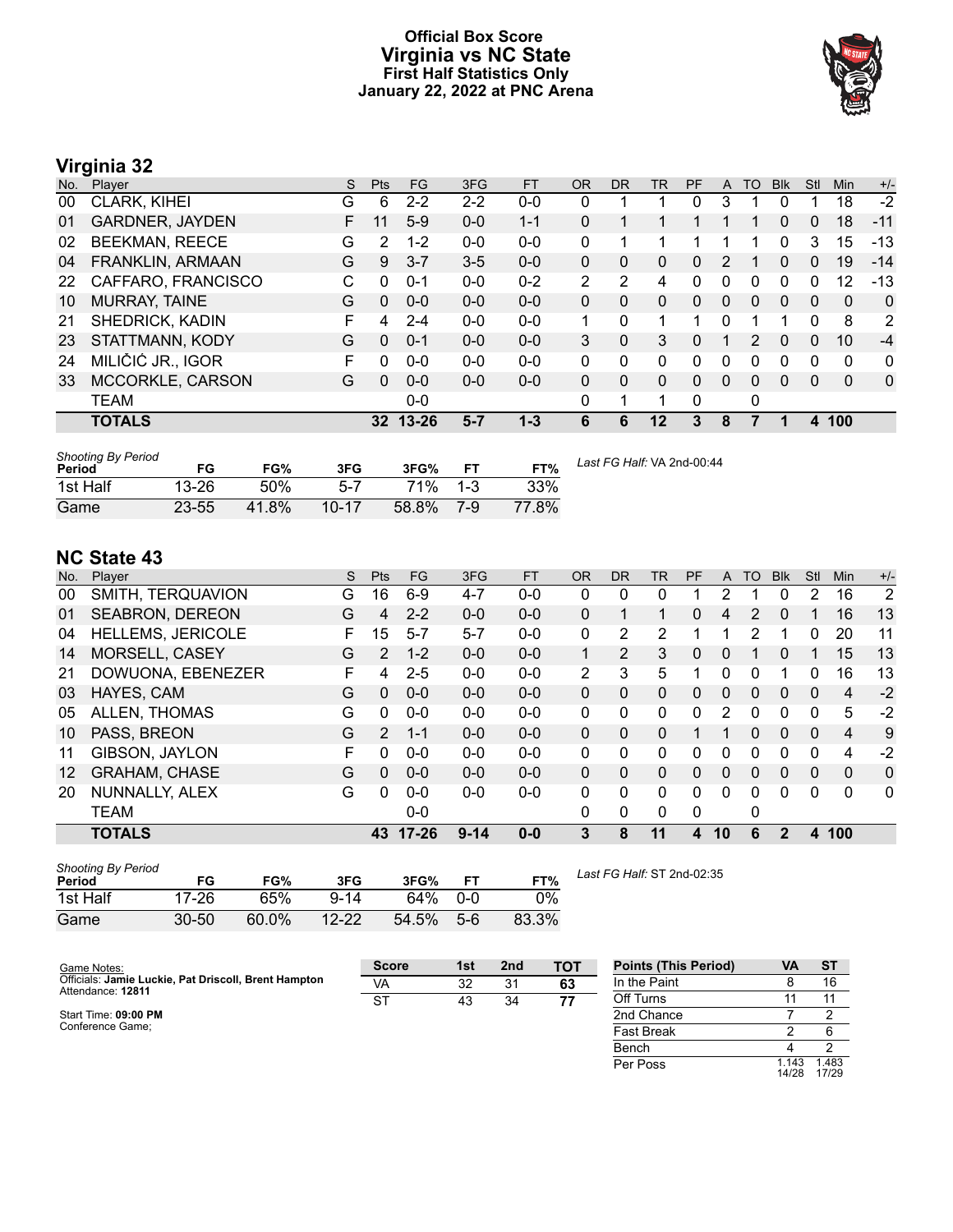# Official Box Score
# Virginia vs NC State
## First Half Statistics Only
### January 22, 2022 at PNC Arena

## Virginia 32

| No. | Player | S | Pts | FG | 3FG | FT | OR | DR | TR | PF | A | TO | Blk | Stl | Min | +/- |
|---|---|---|---|---|---|---|---|---|---|---|---|---|---|---|---|---|
| 00 | CLARK, KIHEI | G | 6 | 2-2 | 2-2 | 0-0 | 0 | 1 | 1 | 0 | 3 | 1 | 0 | 1 | 18 | -2 |
| 01 | GARDNER, JAYDEN | F | 11 | 5-9 | 0-0 | 1-1 | 0 | 1 | 1 | 1 | 1 | 1 | 0 | 0 | 18 | -11 |
| 02 | BEEKMAN, REECE | G | 2 | 1-2 | 0-0 | 0-0 | 0 | 1 | 1 | 1 | 1 | 1 | 0 | 3 | 15 | -13 |
| 04 | FRANKLIN, ARMAAN | G | 9 | 3-7 | 3-5 | 0-0 | 0 | 0 | 0 | 0 | 2 | 1 | 0 | 0 | 19 | -14 |
| 22 | CAFFARO, FRANCISCO | C | 0 | 0-1 | 0-0 | 0-2 | 2 | 2 | 4 | 0 | 0 | 0 | 0 | 0 | 12 | -13 |
| 10 | MURRAY, TAINE | G | 0 | 0-0 | 0-0 | 0-0 | 0 | 0 | 0 | 0 | 0 | 0 | 0 | 0 | 0 | 0 |
| 21 | SHEDRICK, KADIN | F | 4 | 2-4 | 0-0 | 0-0 | 1 | 0 | 1 | 1 | 0 | 1 | 1 | 0 | 8 | 2 |
| 23 | STATTMANN, KODY | G | 0 | 0-1 | 0-0 | 0-0 | 3 | 0 | 3 | 0 | 1 | 2 | 0 | 0 | 10 | -4 |
| 24 | MILIČIĆ JR., IGOR | F | 0 | 0-0 | 0-0 | 0-0 | 0 | 0 | 0 | 0 | 0 | 0 | 0 | 0 | 0 | 0 |
| 33 | MCCORKLE, CARSON | G | 0 | 0-0 | 0-0 | 0-0 | 0 | 0 | 0 | 0 | 0 | 0 | 0 | 0 | 0 | 0 |
| | TEAM | | | 0-0 | | | 0 | 1 | 1 | 0 | | 0 | | | | |
| | **TOTALS** | | **32** | **13-26** | **5-7** | **1-3** | **6** | **6** | **12** | **3** | **8** | **7** | **1** | **4** | **100** | |

| Shooting By Period Period | FG | FG% | 3FG | 3FG% | FT | FT% |
|---|---|---|---|---|---|---|
| 1st Half | 13-26 | 50% | 5-7 | 71% | 1-3 | 33% |
| Game | 23-55 | 41.8% | 10-17 | 58.8% | 7-9 | 77.8% |

*Last FG Half:* VA 2nd-00:44

## NC State 43

| No. | Player | S | Pts | FG | 3FG | FT | OR | DR | TR | PF | A | TO | Blk | Stl | Min | +/- |
|---|---|---|---|---|---|---|---|---|---|---|---|---|---|---|---|---|
| 00 | SMITH, TERQUAVION | G | 16 | 6-9 | 4-7 | 0-0 | 0 | 0 | 0 | 1 | 2 | 1 | 0 | 2 | 16 | 2 |
| 01 | SEABRON, DEREON | G | 4 | 2-2 | 0-0 | 0-0 | 0 | 1 | 1 | 0 | 4 | 2 | 0 | 1 | 16 | 13 |
| 04 | HELLEMS, JERICOLE | F | 15 | 5-7 | 5-7 | 0-0 | 0 | 2 | 2 | 1 | 1 | 2 | 1 | 0 | 20 | 11 |
| 14 | MORSELL, CASEY | G | 2 | 1-2 | 0-0 | 0-0 | 1 | 2 | 3 | 0 | 0 | 1 | 0 | 1 | 15 | 13 |
| 21 | DOWUONA, EBENEZER | F | 4 | 2-5 | 0-0 | 0-0 | 2 | 3 | 5 | 1 | 0 | 0 | 1 | 0 | 16 | 13 |
| 03 | HAYES, CAM | G | 0 | 0-0 | 0-0 | 0-0 | 0 | 0 | 0 | 0 | 0 | 0 | 0 | 0 | 4 | -2 |
| 05 | ALLEN, THOMAS | G | 0 | 0-0 | 0-0 | 0-0 | 0 | 0 | 0 | 0 | 2 | 0 | 0 | 0 | 5 | -2 |
| 10 | PASS, BREON | G | 2 | 1-1 | 0-0 | 0-0 | 0 | 0 | 0 | 1 | 1 | 0 | 0 | 0 | 4 | 9 |
| 11 | GIBSON, JAYLON | F | 0 | 0-0 | 0-0 | 0-0 | 0 | 0 | 0 | 0 | 0 | 0 | 0 | 0 | 4 | -2 |
| 12 | GRAHAM, CHASE | G | 0 | 0-0 | 0-0 | 0-0 | 0 | 0 | 0 | 0 | 0 | 0 | 0 | 0 | 0 | 0 |
| 20 | NUNNALLY, ALEX | G | 0 | 0-0 | 0-0 | 0-0 | 0 | 0 | 0 | 0 | 0 | 0 | 0 | 0 | 0 | 0 |
| | TEAM | | | 0-0 | | | 0 | 0 | 0 | 0 | | 0 | | | | |
| | **TOTALS** | | **43** | **17-26** | **9-14** | **0-0** | **3** | **8** | **11** | **4** | **10** | **6** | **2** | **4** | **100** | |

| Shooting By Period Period | FG | FG% | 3FG | 3FG% | FT | FT% |
|---|---|---|---|---|---|---|
| 1st Half | 17-26 | 65% | 9-14 | 64% | 0-0 | 0% |
| Game | 30-50 | 60.0% | 12-22 | 54.5% | 5-6 | 83.3% |

*Last FG Half:* ST 2nd-02:35

Game Notes:
Officials: **Jamie Luckie, Pat Driscoll, Brent Hampton**
Attendance: **12811**

Start Time: **09:00 PM**
Conference Game;

| Score | 1st | 2nd | TOT |
|---|---|---|---|
| VA | 32 | 31 | **63** |
| ST | 43 | 34 | **77** |

| Points (This Period) | VA | ST |
|---|---|---|
| In the Paint | 8 | 16 |
| Off Turns | 11 | 11 |
| 2nd Chance | 7 | 2 |
| Fast Break | 2 | 6 |
| Bench | 4 | 2 |
| Per Poss | 1.143 14/28 | 1.483 17/29 |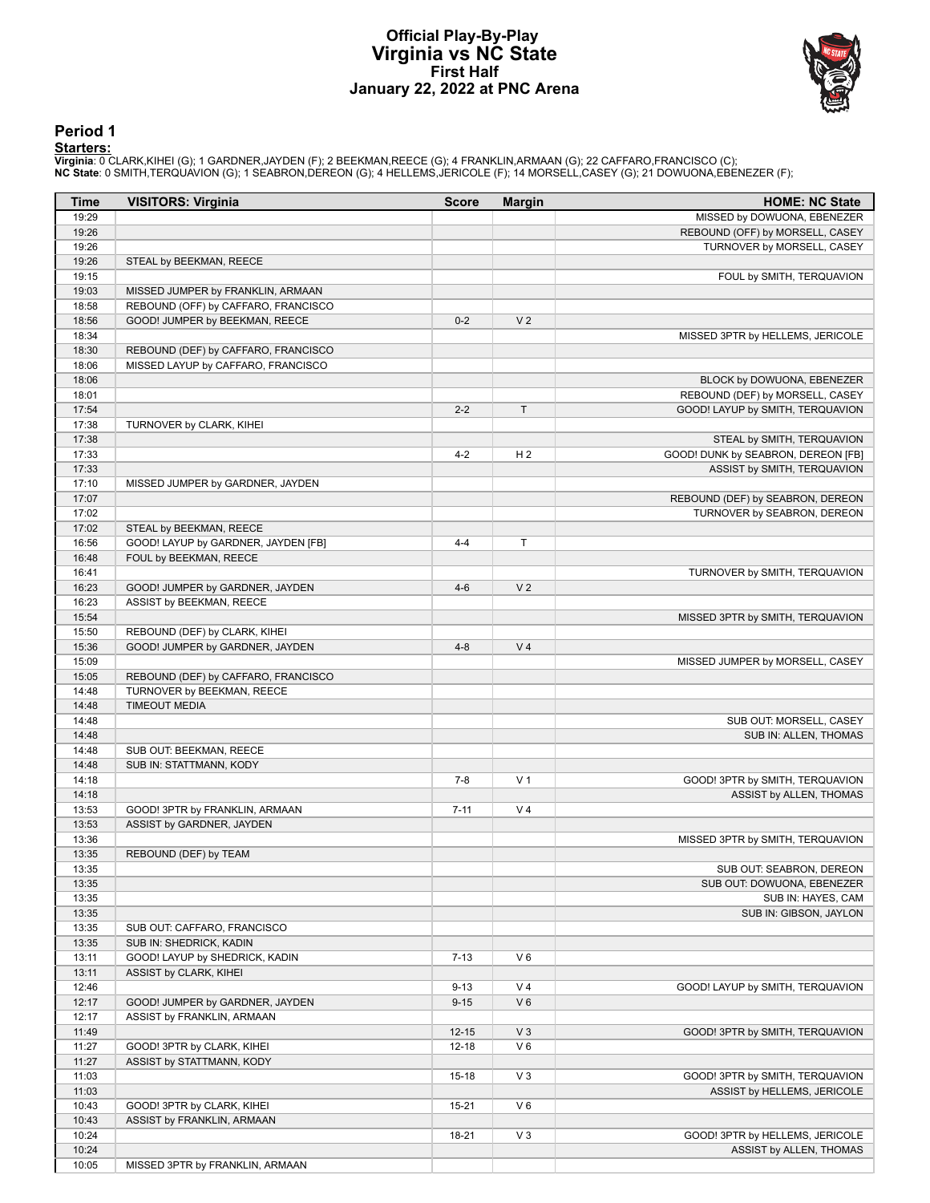# Official Play-By-Play
# Virginia vs NC State
## First Half
### January 22, 2022 at PNC Arena

## Period 1

**Starters:**

**Virginia**: 0 CLARK,KIHEI (G); 1 GARDNER,JAYDEN (F); 2 BEEKMAN,REECE (G); 4 FRANKLIN,ARMAAN (G); 22 CAFFARO,FRANCISCO (C);
**NC State**: 0 SMITH,TERQUAVION (G); 1 SEABRON,DEREON (G); 4 HELLEMS,JERICOLE (F); 14 MORSELL,CASEY (G); 21 DOWUONA,EBENEZER (F);

| Time | VISITORS: Virginia | Score | Margin | HOME: NC State |
|---|---|---|---|---|
| 19:29 | | | | MISSED by DOWUONA, EBENEZER |
| 19:26 | | | | REBOUND (OFF) by MORSELL, CASEY |
| 19:26 | | | | TURNOVER by MORSELL, CASEY |
| 19:26 | STEAL by BEEKMAN, REECE | | | |
| 19:15 | | | | FOUL by SMITH, TERQUAVION |
| 19:03 | MISSED JUMPER by FRANKLIN, ARMAAN | | | |
| 18:58 | REBOUND (OFF) by CAFFARO, FRANCISCO | | | |
| 18:56 | GOOD! JUMPER by BEEKMAN, REECE | 0-2 | V 2 | |
| 18:34 | | | | MISSED 3PTR by HELLEMS, JERICOLE |
| 18:30 | REBOUND (DEF) by CAFFARO, FRANCISCO | | | |
| 18:06 | MISSED LAYUP by CAFFARO, FRANCISCO | | | |
| 18:06 | | | | BLOCK by DOWUONA, EBENEZER |
| 18:01 | | | | REBOUND (DEF) by MORSELL, CASEY |
| 17:54 | | 2-2 | T | GOOD! LAYUP by SMITH, TERQUAVION |
| 17:38 | TURNOVER by CLARK, KIHEI | | | |
| 17:38 | | | | STEAL by SMITH, TERQUAVION |
| 17:33 | | 4-2 | H 2 | GOOD! DUNK by SEABRON, DEREON [FB] |
| 17:33 | | | | ASSIST by SMITH, TERQUAVION |
| 17:10 | MISSED JUMPER by GARDNER, JAYDEN | | | |
| 17:07 | | | | REBOUND (DEF) by SEABRON, DEREON |
| 17:02 | | | | TURNOVER by SEABRON, DEREON |
| 17:02 | STEAL by BEEKMAN, REECE | | | |
| 16:56 | GOOD! LAYUP by GARDNER, JAYDEN [FB] | 4-4 | T | |
| 16:48 | FOUL by BEEKMAN, REECE | | | |
| 16:41 | | | | TURNOVER by SMITH, TERQUAVION |
| 16:23 | GOOD! JUMPER by GARDNER, JAYDEN | 4-6 | V 2 | |
| 16:23 | ASSIST by BEEKMAN, REECE | | | |
| 15:54 | | | | MISSED 3PTR by SMITH, TERQUAVION |
| 15:50 | REBOUND (DEF) by CLARK, KIHEI | | | |
| 15:36 | GOOD! JUMPER by GARDNER, JAYDEN | 4-8 | V 4 | |
| 15:09 | | | | MISSED JUMPER by MORSELL, CASEY |
| 15:05 | REBOUND (DEF) by CAFFARO, FRANCISCO | | | |
| 14:48 | TURNOVER by BEEKMAN, REECE | | | |
| 14:48 | TIMEOUT MEDIA | | | |
| 14:48 | | | | SUB OUT: MORSELL, CASEY |
| 14:48 | | | | SUB IN: ALLEN, THOMAS |
| 14:48 | SUB OUT: BEEKMAN, REECE | | | |
| 14:48 | SUB IN: STATTMANN, KODY | | | |
| 14:18 | | 7-8 | V 1 | GOOD! 3PTR by SMITH, TERQUAVION |
| 14:18 | | | | ASSIST by ALLEN, THOMAS |
| 13:53 | GOOD! 3PTR by FRANKLIN, ARMAAN | 7-11 | V 4 | |
| 13:53 | ASSIST by GARDNER, JAYDEN | | | |
| 13:36 | | | | MISSED 3PTR by SMITH, TERQUAVION |
| 13:35 | REBOUND (DEF) by TEAM | | | |
| 13:35 | | | | SUB OUT: SEABRON, DEREON |
| 13:35 | | | | SUB OUT: DOWUONA, EBENEZER |
| 13:35 | | | | SUB IN: HAYES, CAM |
| 13:35 | | | | SUB IN: GIBSON, JAYLON |
| 13:35 | SUB OUT: CAFFARO, FRANCISCO | | | |
| 13:35 | SUB IN: SHEDRICK, KADIN | | | |
| 13:11 | GOOD! LAYUP by SHEDRICK, KADIN | 7-13 | V 6 | |
| 13:11 | ASSIST by CLARK, KIHEI | | | |
| 12:46 | | 9-13 | V 4 | GOOD! LAYUP by SMITH, TERQUAVION |
| 12:17 | GOOD! JUMPER by GARDNER, JAYDEN | 9-15 | V 6 | |
| 12:17 | ASSIST by FRANKLIN, ARMAAN | | | |
| 11:49 | | 12-15 | V 3 | GOOD! 3PTR by SMITH, TERQUAVION |
| 11:27 | GOOD! 3PTR by CLARK, KIHEI | 12-18 | V 6 | |
| 11:27 | ASSIST by STATTMANN, KODY | | | |
| 11:03 | | 15-18 | V 3 | GOOD! 3PTR by SMITH, TERQUAVION |
| 11:03 | | | | ASSIST by HELLEMS, JERICOLE |
| 10:43 | GOOD! 3PTR by CLARK, KIHEI | 15-21 | V 6 | |
| 10:43 | ASSIST by FRANKLIN, ARMAAN | | | |
| 10:24 | | 18-21 | V 3 | GOOD! 3PTR by HELLEMS, JERICOLE |
| 10:24 | | | | ASSIST by ALLEN, THOMAS |
| 10:05 | MISSED 3PTR by FRANKLIN, ARMAAN | | | |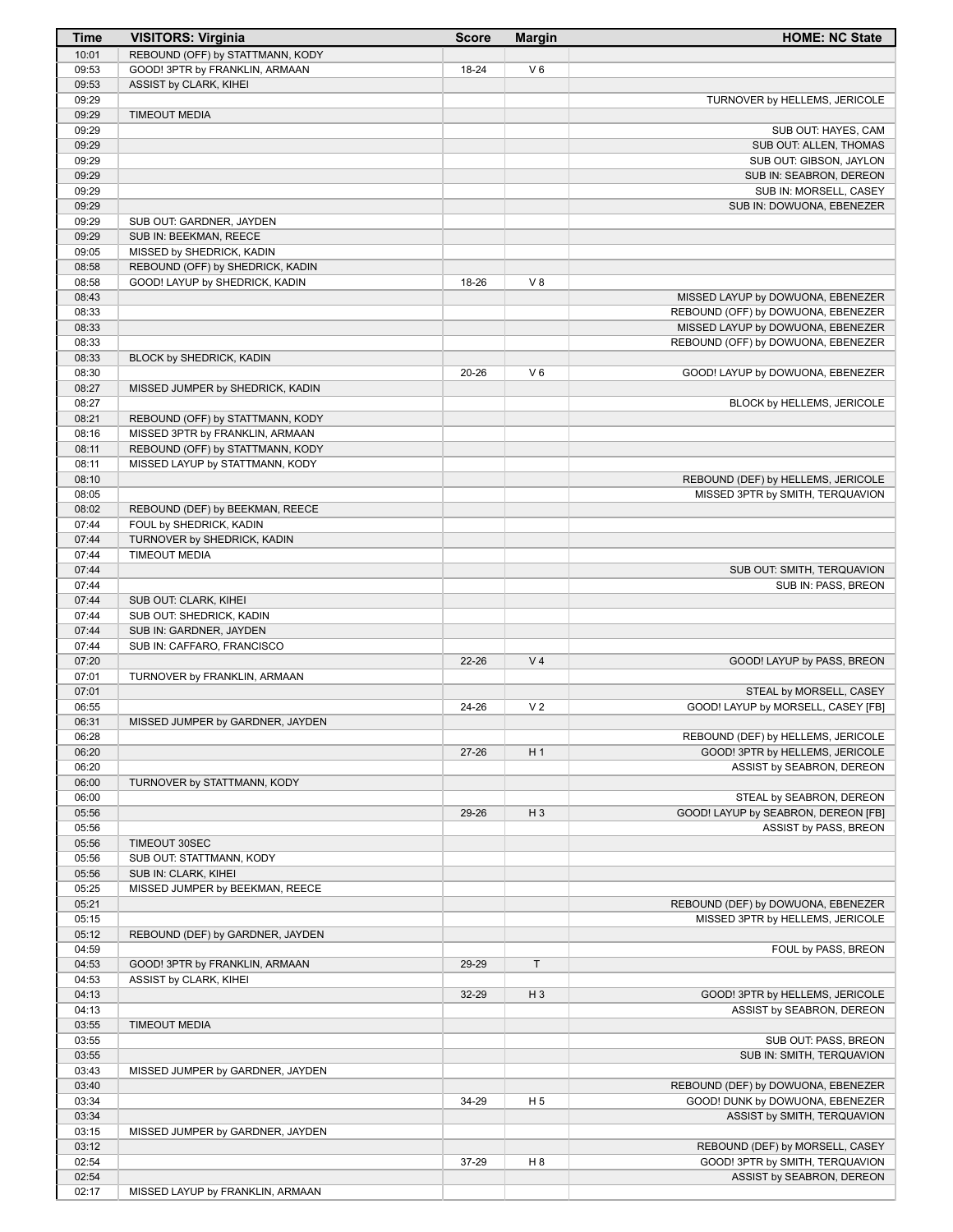| Time | VISITORS: Virginia | Score | Margin | HOME: NC State |
| --- | --- | --- | --- | --- |
| 10:01 | REBOUND (OFF) by STATTMANN, KODY | | | |
| 09:53 | GOOD! 3PTR by FRANKLIN, ARMAAN | 18-24 | V 6 | |
| 09:53 | ASSIST by CLARK, KIHEI | | | |
| 09:29 | | | | TURNOVER by HELLEMS, JERICOLE |
| 09:29 | TIMEOUT MEDIA | | | |
| 09:29 | | | | SUB OUT: HAYES, CAM |
| 09:29 | | | | SUB OUT: ALLEN, THOMAS |
| 09:29 | | | | SUB OUT: GIBSON, JAYLON |
| 09:29 | | | | SUB IN: SEABRON, DEREON |
| 09:29 | | | | SUB IN: MORSELL, CASEY |
| 09:29 | | | | SUB IN: DOWUONA, EBENEZER |
| 09:29 | SUB OUT: GARDNER, JAYDEN | | | |
| 09:29 | SUB IN: BEEKMAN, REECE | | | |
| 09:05 | MISSED by SHEDRICK, KADIN | | | |
| 08:58 | REBOUND (OFF) by SHEDRICK, KADIN | | | |
| 08:58 | GOOD! LAYUP by SHEDRICK, KADIN | 18-26 | V 8 | |
| 08:43 | | | | MISSED LAYUP by DOWUONA, EBENEZER |
| 08:33 | | | | REBOUND (OFF) by DOWUONA, EBENEZER |
| 08:33 | | | | MISSED LAYUP by DOWUONA, EBENEZER |
| 08:33 | | | | REBOUND (OFF) by DOWUONA, EBENEZER |
| 08:33 | BLOCK by SHEDRICK, KADIN | | | |
| 08:30 | | 20-26 | V 6 | GOOD! LAYUP by DOWUONA, EBENEZER |
| 08:27 | MISSED JUMPER by SHEDRICK, KADIN | | | |
| 08:27 | | | | BLOCK by HELLEMS, JERICOLE |
| 08:21 | REBOUND (OFF) by STATTMANN, KODY | | | |
| 08:16 | MISSED 3PTR by FRANKLIN, ARMAAN | | | |
| 08:11 | REBOUND (OFF) by STATTMANN, KODY | | | |
| 08:11 | MISSED LAYUP by STATTMANN, KODY | | | |
| 08:10 | | | | REBOUND (DEF) by HELLEMS, JERICOLE |
| 08:05 | | | | MISSED 3PTR by SMITH, TERQUAVION |
| 08:02 | REBOUND (DEF) by BEEKMAN, REECE | | | |
| 07:44 | FOUL by SHEDRICK, KADIN | | | |
| 07:44 | TURNOVER by SHEDRICK, KADIN | | | |
| 07:44 | TIMEOUT MEDIA | | | |
| 07:44 | | | | SUB OUT: SMITH, TERQUAVION |
| 07:44 | | | | SUB IN: PASS, BREON |
| 07:44 | SUB OUT: CLARK, KIHEI | | | |
| 07:44 | SUB OUT: SHEDRICK, KADIN | | | |
| 07:44 | SUB IN: GARDNER, JAYDEN | | | |
| 07:44 | SUB IN: CAFFARO, FRANCISCO | | | |
| 07:20 | | 22-26 | V 4 | GOOD! LAYUP by PASS, BREON |
| 07:01 | TURNOVER by FRANKLIN, ARMAAN | | | |
| 07:01 | | | | STEAL by MORSELL, CASEY |
| 06:55 | | 24-26 | V 2 | GOOD! LAYUP by MORSELL, CASEY [FB] |
| 06:31 | MISSED JUMPER by GARDNER, JAYDEN | | | |
| 06:28 | | | | REBOUND (DEF) by HELLEMS, JERICOLE |
| 06:20 | | 27-26 | H 1 | GOOD! 3PTR by HELLEMS, JERICOLE |
| 06:20 | | | | ASSIST by SEABRON, DEREON |
| 06:00 | TURNOVER by STATTMANN, KODY | | | |
| 06:00 | | | | STEAL by SEABRON, DEREON |
| 05:56 | | 29-26 | H 3 | GOOD! LAYUP by SEABRON, DEREON [FB] |
| 05:56 | | | | ASSIST by PASS, BREON |
| 05:56 | TIMEOUT 30SEC | | | |
| 05:56 | SUB OUT: STATTMANN, KODY | | | |
| 05:56 | SUB IN: CLARK, KIHEI | | | |
| 05:25 | MISSED JUMPER by BEEKMAN, REECE | | | |
| 05:21 | | | | REBOUND (DEF) by DOWUONA, EBENEZER |
| 05:15 | | | | MISSED 3PTR by HELLEMS, JERICOLE |
| 05:12 | REBOUND (DEF) by GARDNER, JAYDEN | | | |
| 04:59 | | | | FOUL by PASS, BREON |
| 04:53 | GOOD! 3PTR by FRANKLIN, ARMAAN | 29-29 | T | |
| 04:53 | ASSIST by CLARK, KIHEI | | | |
| 04:13 | | 32-29 | H 3 | GOOD! 3PTR by HELLEMS, JERICOLE |
| 04:13 | | | | ASSIST by SEABRON, DEREON |
| 03:55 | TIMEOUT MEDIA | | | |
| 03:55 | | | | SUB OUT: PASS, BREON |
| 03:55 | | | | SUB IN: SMITH, TERQUAVION |
| 03:43 | MISSED JUMPER by GARDNER, JAYDEN | | | |
| 03:40 | | | | REBOUND (DEF) by DOWUONA, EBENEZER |
| 03:34 | | 34-29 | H 5 | GOOD! DUNK by DOWUONA, EBENEZER |
| 03:34 | | | | ASSIST by SMITH, TERQUAVION |
| 03:15 | MISSED JUMPER by GARDNER, JAYDEN | | | |
| 03:12 | | | | REBOUND (DEF) by MORSELL, CASEY |
| 02:54 | | 37-29 | H 8 | GOOD! 3PTR by SMITH, TERQUAVION |
| 02:54 | | | | ASSIST by SEABRON, DEREON |
| 02:17 | MISSED LAYUP by FRANKLIN, ARMAAN | | | |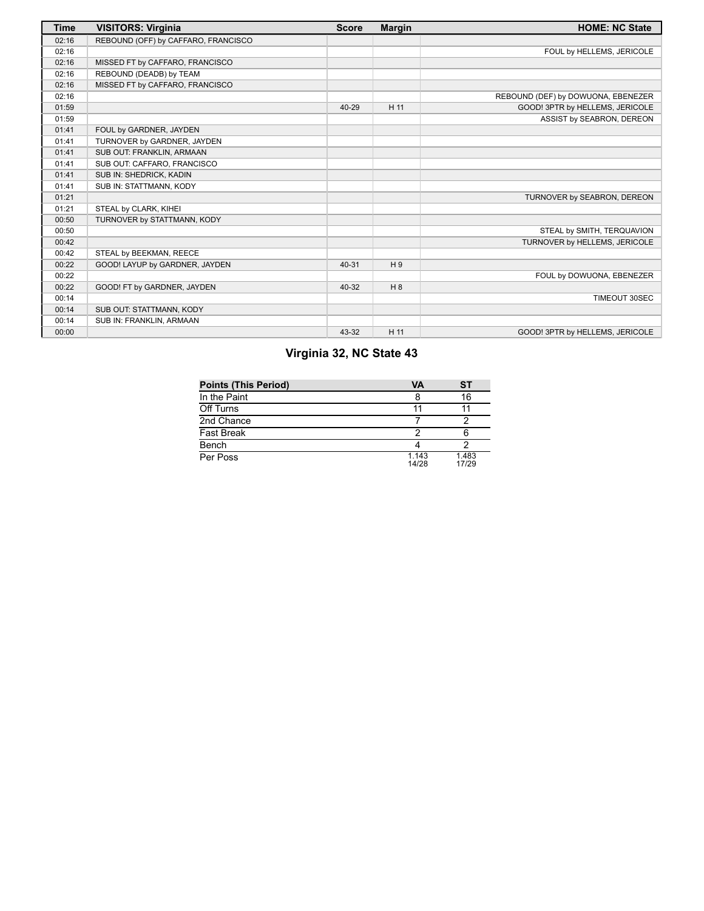| Time | VISITORS: Virginia | Score | Margin | HOME: NC State |
| --- | --- | --- | --- | --- |
| 02:16 | REBOUND (OFF) by CAFFARO, FRANCISCO | | | |
| 02:16 | | | | FOUL by HELLEMS, JERICOLE |
| 02:16 | MISSED FT by CAFFARO, FRANCISCO | | | |
| 02:16 | REBOUND (DEADB) by TEAM | | | |
| 02:16 | MISSED FT by CAFFARO, FRANCISCO | | | |
| 02:16 | | | | REBOUND (DEF) by DOWUONA, EBENEZER |
| 01:59 | | 40-29 | H 11 | GOOD! 3PTR by HELLEMS, JERICOLE |
| 01:59 | | | | ASSIST by SEABRON, DEREON |
| 01:41 | FOUL by GARDNER, JAYDEN | | | |
| 01:41 | TURNOVER by GARDNER, JAYDEN | | | |
| 01:41 | SUB OUT: FRANKLIN, ARMAAN | | | |
| 01:41 | SUB OUT: CAFFARO, FRANCISCO | | | |
| 01:41 | SUB IN: SHEDRICK, KADIN | | | |
| 01:41 | SUB IN: STATTMANN, KODY | | | |
| 01:21 | | | | TURNOVER by SEABRON, DEREON |
| 01:21 | STEAL by CLARK, KIHEI | | | |
| 00:50 | TURNOVER by STATTMANN, KODY | | | |
| 00:50 | | | | STEAL by SMITH, TERQUAVION |
| 00:42 | | | | TURNOVER by HELLEMS, JERICOLE |
| 00:42 | STEAL by BEEKMAN, REECE | | | |
| 00:22 | GOOD! LAYUP by GARDNER, JAYDEN | 40-31 | H 9 | |
| 00:22 | | | | FOUL by DOWUONA, EBENEZER |
| 00:22 | GOOD! FT by GARDNER, JAYDEN | 40-32 | H 8 | |
| 00:14 | | | | TIMEOUT 30SEC |
| 00:14 | SUB OUT: STATTMANN, KODY | | | |
| 00:14 | SUB IN: FRANKLIN, ARMAAN | | | |
| 00:00 | | 43-32 | H 11 | GOOD! 3PTR by HELLEMS, JERICOLE |

## Virginia 32, NC State 43

| Points (This Period) | VA | ST |
| --- | --- | --- |
| In the Paint | 8 | 16 |
| Off Turns | 11 | 11 |
| 2nd Chance | 7 | 2 |
| Fast Break | 2 | 6 |
| Bench | 4 | 2 |
| Per Poss | 1.143 14/28 | 1.483 17/29 |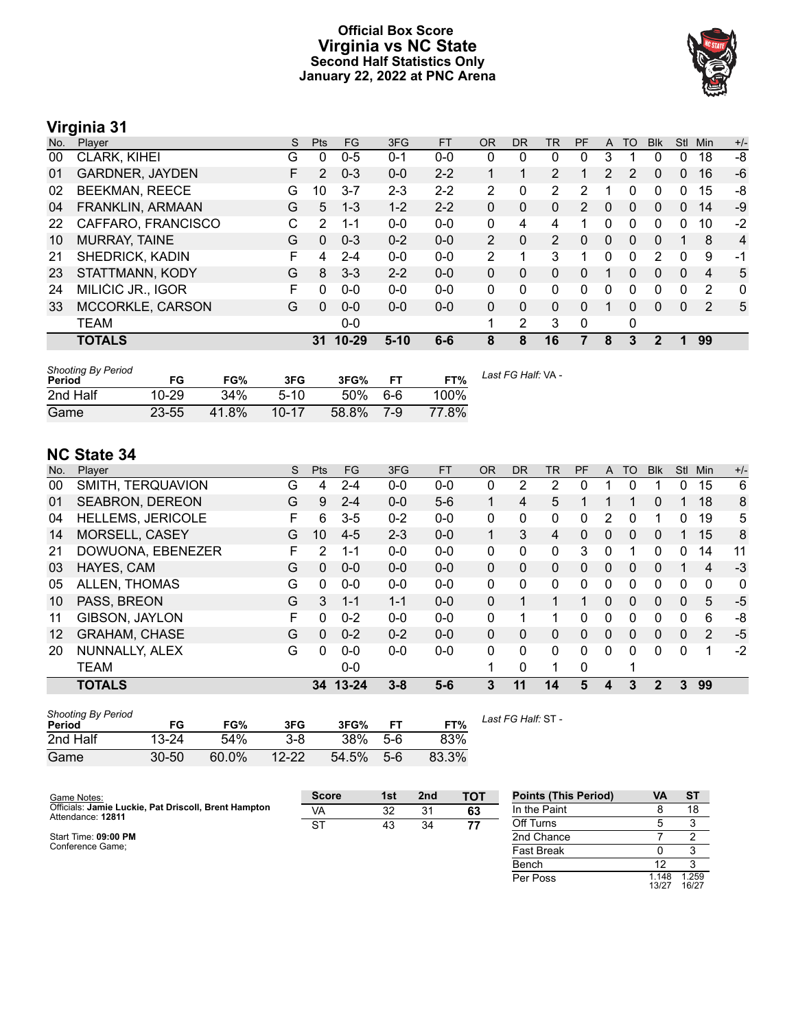# Official Box Score
## Virginia vs NC State
### Second Half Statistics Only
### January 22, 2022 at PNC Arena

## Virginia 31

| No. | Player | S | Pts | FG | 3FG | FT | OR | DR | TR | PF | A | TO | Blk | Stl | Min | +/- |
|---|---|---|---|---|---|---|---|---|---|---|---|---|---|---|---|---|
| 00 | CLARK, KIHEI | G | 0 | 0-5 | 0-1 | 0-0 | 0 | 0 | 0 | 0 | 3 | 1 | 0 | 0 | 18 | -8 |
| 01 | GARDNER, JAYDEN | F | 2 | 0-3 | 0-0 | 2-2 | 1 | 1 | 2 | 1 | 2 | 2 | 0 | 0 | 16 | -6 |
| 02 | BEEKMAN, REECE | G | 10 | 3-7 | 2-3 | 2-2 | 2 | 0 | 2 | 2 | 1 | 0 | 0 | 0 | 15 | -8 |
| 04 | FRANKLIN, ARMAAN | G | 5 | 1-3 | 1-2 | 2-2 | 0 | 0 | 0 | 2 | 0 | 0 | 0 | 0 | 14 | -9 |
| 22 | CAFFARO, FRANCISCO | C | 2 | 1-1 | 0-0 | 0-0 | 0 | 4 | 4 | 1 | 0 | 0 | 0 | 0 | 10 | -2 |
| 10 | MURRAY, TAINE | G | 0 | 0-3 | 0-2 | 0-0 | 2 | 0 | 2 | 0 | 0 | 0 | 0 | 1 | 8 | 4 |
| 21 | SHEDRICK, KADIN | F | 4 | 2-4 | 0-0 | 0-0 | 2 | 1 | 3 | 1 | 0 | 0 | 2 | 0 | 9 | -1 |
| 23 | STATTMANN, KODY | G | 8 | 3-3 | 2-2 | 0-0 | 0 | 0 | 0 | 0 | 1 | 0 | 0 | 0 | 4 | 5 |
| 24 | MILIĆIĆ JR., IGOR | F | 0 | 0-0 | 0-0 | 0-0 | 0 | 0 | 0 | 0 | 0 | 0 | 0 | 0 | 2 | 0 |
| 33 | MCCORKLE, CARSON | G | 0 | 0-0 | 0-0 | 0-0 | 0 | 0 | 0 | 0 | 1 | 0 | 0 | 0 | 2 | 5 |
| | TEAM | | | 0-0 | | | 1 | 2 | 3 | 0 | | 0 | | | | |
| | **TOTALS** | | **31** | **10-29** | **5-10** | **6-6** | **8** | **8** | **16** | **7** | **8** | **3** | **2** | **1** | **99** | |

*Shooting By Period*

| Period | FG | FG% | 3FG | 3FG% | FT | FT% |
|---|---|---|---|---|---|---|
| 2nd Half | 10-29 | 34% | 5-10 | 50% | 6-6 | 100% |
| Game | 23-55 | 41.8% | 10-17 | 58.8% | 7-9 | 77.8% |

*Last FG Half:* VA -

## NC State 34

| No. | Player | S | Pts | FG | 3FG | FT | OR | DR | TR | PF | A | TO | Blk | Stl | Min | +/- |
|---|---|---|---|---|---|---|---|---|---|---|---|---|---|---|---|---|
| 00 | SMITH, TERQUAVION | G | 4 | 2-4 | 0-0 | 0-0 | 0 | 2 | 2 | 0 | 1 | 0 | 1 | 0 | 15 | 6 |
| 01 | SEABRON, DEREON | G | 9 | 2-4 | 0-0 | 5-6 | 1 | 4 | 5 | 1 | 1 | 1 | 0 | 1 | 18 | 8 |
| 04 | HELLEMS, JERICOLE | F | 6 | 3-5 | 0-2 | 0-0 | 0 | 0 | 0 | 0 | 2 | 0 | 1 | 0 | 19 | 5 |
| 14 | MORSELL, CASEY | G | 10 | 4-5 | 2-3 | 0-0 | 1 | 3 | 4 | 0 | 0 | 0 | 0 | 1 | 15 | 8 |
| 21 | DOWUONA, EBENEZER | F | 2 | 1-1 | 0-0 | 0-0 | 0 | 0 | 0 | 3 | 0 | 1 | 0 | 0 | 14 | 11 |
| 03 | HAYES, CAM | G | 0 | 0-0 | 0-0 | 0-0 | 0 | 0 | 0 | 0 | 0 | 0 | 0 | 1 | 4 | -3 |
| 05 | ALLEN, THOMAS | G | 0 | 0-0 | 0-0 | 0-0 | 0 | 0 | 0 | 0 | 0 | 0 | 0 | 0 | 0 | 0 |
| 10 | PASS, BREON | G | 3 | 1-1 | 1-1 | 0-0 | 0 | 1 | 1 | 1 | 0 | 0 | 0 | 0 | 5 | -5 |
| 11 | GIBSON, JAYLON | F | 0 | 0-2 | 0-0 | 0-0 | 0 | 1 | 1 | 0 | 0 | 0 | 0 | 0 | 6 | -8 |
| 12 | GRAHAM, CHASE | G | 0 | 0-2 | 0-2 | 0-0 | 0 | 0 | 0 | 0 | 0 | 0 | 0 | 0 | 2 | -5 |
| 20 | NUNNALLY, ALEX | G | 0 | 0-0 | 0-0 | 0-0 | 0 | 0 | 0 | 0 | 0 | 0 | 0 | 0 | 1 | -2 |
| | TEAM | | | 0-0 | | | 1 | 0 | 1 | 0 | | 1 | | | | |
| | **TOTALS** | | **34** | **13-24** | **3-8** | **5-6** | **3** | **11** | **14** | **5** | **4** | **3** | **2** | **3** | **99** | |

*Shooting By Period*

| Period | FG | FG% | 3FG | 3FG% | FT | FT% |
|---|---|---|---|---|---|---|
| 2nd Half | 13-24 | 54% | 3-8 | 38% | 5-6 | 83% |
| Game | 30-50 | 60.0% | 12-22 | 54.5% | 5-6 | 83.3% |

*Last FG Half:* ST -

Game Notes:
Officials: **Jamie Luckie, Pat Driscoll, Brent Hampton**
Attendance: **12811**

Start Time: **09:00 PM**
Conference Game;

| Score | 1st | 2nd | TOT |
|---|---|---|---|
| VA | 32 | 31 | **63** |
| ST | 43 | 34 | **77** |

| Points (This Period) | VA | ST |
|---|---|---|
| In the Paint | 8 | 18 |
| Off Turns | 5 | 3 |
| 2nd Chance | 7 | 2 |
| Fast Break | 0 | 3 |
| Bench | 12 | 3 |
| Per Poss | 1.148 13/27 | 1.259 16/27 |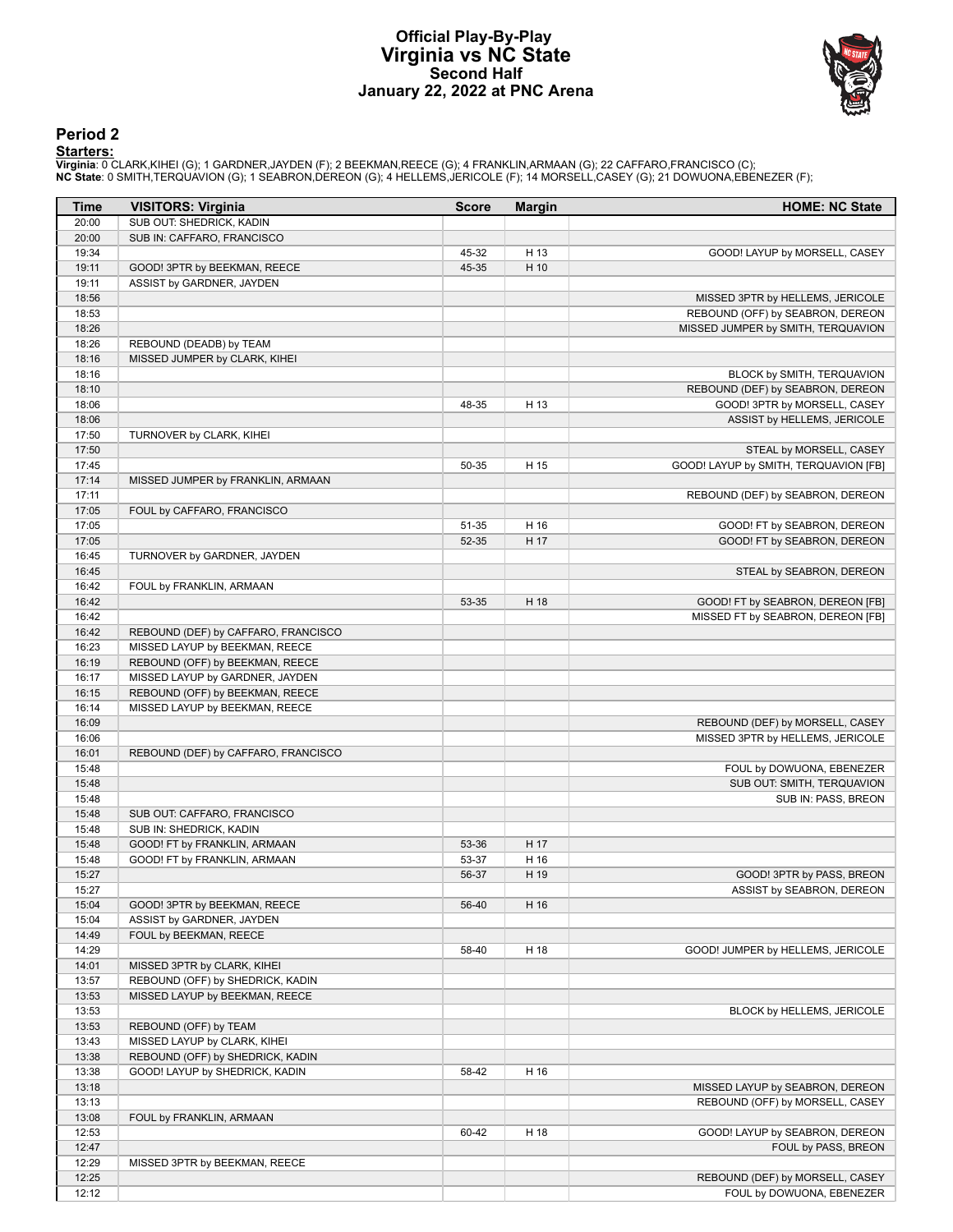# Official Play-By-Play
# Virginia vs NC State
## Second Half
### January 22, 2022 at PNC Arena

## Period 2

**Starters:**

**Virginia**: 0 CLARK,KIHEI (G); 1 GARDNER,JAYDEN (F); 2 BEEKMAN,REECE (G); 4 FRANKLIN,ARMAAN (G); 22 CAFFARO,FRANCISCO (C);
**NC State**: 0 SMITH,TERQUAVION (G); 1 SEABRON,DEREON (G); 4 HELLEMS,JERICOLE (F); 14 MORSELL,CASEY (G); 21 DOWUONA,EBENEZER (F);

| Time | VISITORS: Virginia | Score | Margin | HOME: NC State |
|---|---|---|---|---|
| 20:00 | SUB OUT: SHEDRICK, KADIN | | | |
| 20:00 | SUB IN: CAFFARO, FRANCISCO | | | |
| 19:34 | | 45-32 | H 13 | GOOD! LAYUP by MORSELL, CASEY |
| 19:11 | GOOD! 3PTR by BEEKMAN, REECE | 45-35 | H 10 | |
| 19:11 | ASSIST by GARDNER, JAYDEN | | | |
| 18:56 | | | | MISSED 3PTR by HELLEMS, JERICOLE |
| 18:53 | | | | REBOUND (OFF) by SEABRON, DEREON |
| 18:26 | | | | MISSED JUMPER by SMITH, TERQUAVION |
| 18:26 | REBOUND (DEADB) by TEAM | | | |
| 18:16 | MISSED JUMPER by CLARK, KIHEI | | | |
| 18:16 | | | | BLOCK by SMITH, TERQUAVION |
| 18:10 | | | | REBOUND (DEF) by SEABRON, DEREON |
| 18:06 | | 48-35 | H 13 | GOOD! 3PTR by MORSELL, CASEY |
| 18:06 | | | | ASSIST by HELLEMS, JERICOLE |
| 17:50 | TURNOVER by CLARK, KIHEI | | | |
| 17:50 | | | | STEAL by MORSELL, CASEY |
| 17:45 | | 50-35 | H 15 | GOOD! LAYUP by SMITH, TERQUAVION [FB] |
| 17:14 | MISSED JUMPER by FRANKLIN, ARMAAN | | | |
| 17:11 | | | | REBOUND (DEF) by SEABRON, DEREON |
| 17:05 | FOUL by CAFFARO, FRANCISCO | | | |
| 17:05 | | 51-35 | H 16 | GOOD! FT by SEABRON, DEREON |
| 17:05 | | 52-35 | H 17 | GOOD! FT by SEABRON, DEREON |
| 16:45 | TURNOVER by GARDNER, JAYDEN | | | |
| 16:45 | | | | STEAL by SEABRON, DEREON |
| 16:42 | FOUL by FRANKLIN, ARMAAN | | | |
| 16:42 | | 53-35 | H 18 | GOOD! FT by SEABRON, DEREON [FB] |
| 16:42 | | | | MISSED FT by SEABRON, DEREON [FB] |
| 16:42 | REBOUND (DEF) by CAFFARO, FRANCISCO | | | |
| 16:23 | MISSED LAYUP by BEEKMAN, REECE | | | |
| 16:19 | REBOUND (OFF) by BEEKMAN, REECE | | | |
| 16:17 | MISSED LAYUP by GARDNER, JAYDEN | | | |
| 16:15 | REBOUND (OFF) by BEEKMAN, REECE | | | |
| 16:14 | MISSED LAYUP by BEEKMAN, REECE | | | |
| 16:09 | | | | REBOUND (DEF) by MORSELL, CASEY |
| 16:06 | | | | MISSED 3PTR by HELLEMS, JERICOLE |
| 16:01 | REBOUND (DEF) by CAFFARO, FRANCISCO | | | |
| 15:48 | | | | FOUL by DOWUONA, EBENEZER |
| 15:48 | | | | SUB OUT: SMITH, TERQUAVION |
| 15:48 | | | | SUB IN: PASS, BREON |
| 15:48 | SUB OUT: CAFFARO, FRANCISCO | | | |
| 15:48 | SUB IN: SHEDRICK, KADIN | | | |
| 15:48 | GOOD! FT by FRANKLIN, ARMAAN | 53-36 | H 17 | |
| 15:48 | GOOD! FT by FRANKLIN, ARMAAN | 53-37 | H 16 | |
| 15:27 | | 56-37 | H 19 | GOOD! 3PTR by PASS, BREON |
| 15:27 | | | | ASSIST by SEABRON, DEREON |
| 15:04 | GOOD! 3PTR by BEEKMAN, REECE | 56-40 | H 16 | |
| 15:04 | ASSIST by GARDNER, JAYDEN | | | |
| 14:49 | FOUL by BEEKMAN, REECE | | | |
| 14:29 | | 58-40 | H 18 | GOOD! JUMPER by HELLEMS, JERICOLE |
| 14:01 | MISSED 3PTR by CLARK, KIHEI | | | |
| 13:57 | REBOUND (OFF) by SHEDRICK, KADIN | | | |
| 13:53 | MISSED LAYUP by BEEKMAN, REECE | | | |
| 13:53 | | | | BLOCK by HELLEMS, JERICOLE |
| 13:53 | REBOUND (OFF) by TEAM | | | |
| 13:43 | MISSED LAYUP by CLARK, KIHEI | | | |
| 13:38 | REBOUND (OFF) by SHEDRICK, KADIN | | | |
| 13:38 | GOOD! LAYUP by SHEDRICK, KADIN | 58-42 | H 16 | |
| 13:18 | | | | MISSED LAYUP by SEABRON, DEREON |
| 13:13 | | | | REBOUND (OFF) by MORSELL, CASEY |
| 13:08 | FOUL by FRANKLIN, ARMAAN | | | |
| 12:53 | | 60-42 | H 18 | GOOD! LAYUP by SEABRON, DEREON |
| 12:47 | | | | FOUL by PASS, BREON |
| 12:29 | MISSED 3PTR by BEEKMAN, REECE | | | |
| 12:25 | | | | REBOUND (DEF) by MORSELL, CASEY |
| 12:12 | | | | FOUL by DOWUONA, EBENEZER |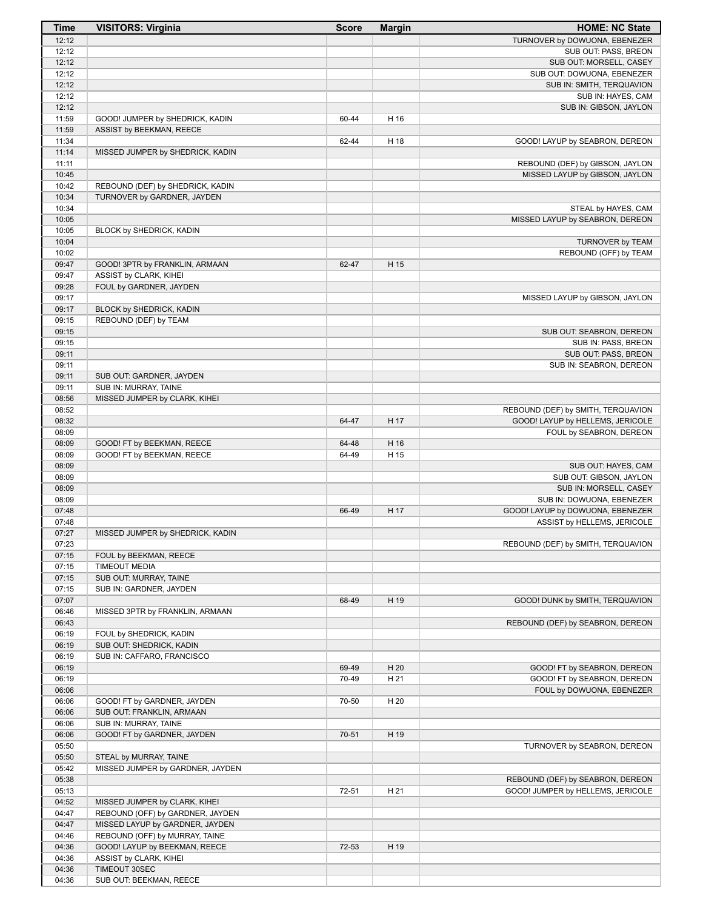| Time | VISITORS: Virginia | Score | Margin | HOME: NC State |
|---|---|---|---|---|
| 12:12 | | | | TURNOVER by DOWUONA, EBENEZER |
| 12:12 | | | | SUB OUT: PASS, BREON |
| 12:12 | | | | SUB OUT: MORSELL, CASEY |
| 12:12 | | | | SUB OUT: DOWUONA, EBENEZER |
| 12:12 | | | | SUB IN: SMITH, TERQUAVION |
| 12:12 | | | | SUB IN: HAYES, CAM |
| 12:12 | | | | SUB IN: GIBSON, JAYLON |
| 11:59 | GOOD! JUMPER by SHEDRICK, KADIN | 60-44 | H 16 | |
| 11:59 | ASSIST by BEEKMAN, REECE | | | |
| 11:34 | | 62-44 | H 18 | GOOD! LAYUP by SEABRON, DEREON |
| 11:14 | MISSED JUMPER by SHEDRICK, KADIN | | | |
| 11:11 | | | | REBOUND (DEF) by GIBSON, JAYLON |
| 10:45 | | | | MISSED LAYUP by GIBSON, JAYLON |
| 10:42 | REBOUND (DEF) by SHEDRICK, KADIN | | | |
| 10:34 | TURNOVER by GARDNER, JAYDEN | | | |
| 10:34 | | | | STEAL by HAYES, CAM |
| 10:05 | | | | MISSED LAYUP by SEABRON, DEREON |
| 10:05 | BLOCK by SHEDRICK, KADIN | | | |
| 10:04 | | | | TURNOVER by TEAM |
| 10:02 | | | | REBOUND (OFF) by TEAM |
| 09:47 | GOOD! 3PTR by FRANKLIN, ARMAAN | 62-47 | H 15 | |
| 09:47 | ASSIST by CLARK, KIHEI | | | |
| 09:28 | FOUL by GARDNER, JAYDEN | | | |
| 09:17 | | | | MISSED LAYUP by GIBSON, JAYLON |
| 09:17 | BLOCK by SHEDRICK, KADIN | | | |
| 09:15 | REBOUND (DEF) by TEAM | | | |
| 09:15 | | | | SUB OUT: SEABRON, DEREON |
| 09:15 | | | | SUB IN: PASS, BREON |
| 09:11 | | | | SUB OUT: PASS, BREON |
| 09:11 | | | | SUB IN: SEABRON, DEREON |
| 09:11 | SUB OUT: GARDNER, JAYDEN | | | |
| 09:11 | SUB IN: MURRAY, TAINE | | | |
| 08:56 | MISSED JUMPER by CLARK, KIHEI | | | |
| 08:52 | | | | REBOUND (DEF) by SMITH, TERQUAVION |
| 08:32 | | 64-47 | H 17 | GOOD! LAYUP by HELLEMS, JERICOLE |
| 08:09 | | | | FOUL by SEABRON, DEREON |
| 08:09 | GOOD! FT by BEEKMAN, REECE | 64-48 | H 16 | |
| 08:09 | GOOD! FT by BEEKMAN, REECE | 64-49 | H 15 | |
| 08:09 | | | | SUB OUT: HAYES, CAM |
| 08:09 | | | | SUB OUT: GIBSON, JAYLON |
| 08:09 | | | | SUB IN: MORSELL, CASEY |
| 08:09 | | | | SUB IN: DOWUONA, EBENEZER |
| 07:48 | | 66-49 | H 17 | GOOD! LAYUP by DOWUONA, EBENEZER |
| 07:48 | | | | ASSIST by HELLEMS, JERICOLE |
| 07:27 | MISSED JUMPER by SHEDRICK, KADIN | | | |
| 07:23 | | | | REBOUND (DEF) by SMITH, TERQUAVION |
| 07:15 | FOUL by BEEKMAN, REECE | | | |
| 07:15 | TIMEOUT MEDIA | | | |
| 07:15 | SUB OUT: MURRAY, TAINE | | | |
| 07:15 | SUB IN: GARDNER, JAYDEN | | | |
| 07:07 | | 68-49 | H 19 | GOOD! DUNK by SMITH, TERQUAVION |
| 06:46 | MISSED 3PTR by FRANKLIN, ARMAAN | | | |
| 06:43 | | | | REBOUND (DEF) by SEABRON, DEREON |
| 06:19 | FOUL by SHEDRICK, KADIN | | | |
| 06:19 | SUB OUT: SHEDRICK, KADIN | | | |
| 06:19 | SUB IN: CAFFARO, FRANCISCO | | | |
| 06:19 | | 69-49 | H 20 | GOOD! FT by SEABRON, DEREON |
| 06:19 | | 70-49 | H 21 | GOOD! FT by SEABRON, DEREON |
| 06:06 | | | | FOUL by DOWUONA, EBENEZER |
| 06:06 | GOOD! FT by GARDNER, JAYDEN | 70-50 | H 20 | |
| 06:06 | SUB OUT: FRANKLIN, ARMAAN | | | |
| 06:06 | SUB IN: MURRAY, TAINE | | | |
| 06:06 | GOOD! FT by GARDNER, JAYDEN | 70-51 | H 19 | |
| 05:50 | | | | TURNOVER by SEABRON, DEREON |
| 05:50 | STEAL by MURRAY, TAINE | | | |
| 05:42 | MISSED JUMPER by GARDNER, JAYDEN | | | |
| 05:38 | | | | REBOUND (DEF) by SEABRON, DEREON |
| 05:13 | | 72-51 | H 21 | GOOD! JUMPER by HELLEMS, JERICOLE |
| 04:52 | MISSED JUMPER by CLARK, KIHEI | | | |
| 04:47 | REBOUND (OFF) by GARDNER, JAYDEN | | | |
| 04:47 | MISSED LAYUP by GARDNER, JAYDEN | | | |
| 04:46 | REBOUND (OFF) by MURRAY, TAINE | | | |
| 04:36 | GOOD! LAYUP by BEEKMAN, REECE | 72-53 | H 19 | |
| 04:36 | ASSIST by CLARK, KIHEI | | | |
| 04:36 | TIMEOUT 30SEC | | | |
| 04:36 | SUB OUT: BEEKMAN, REECE | | | |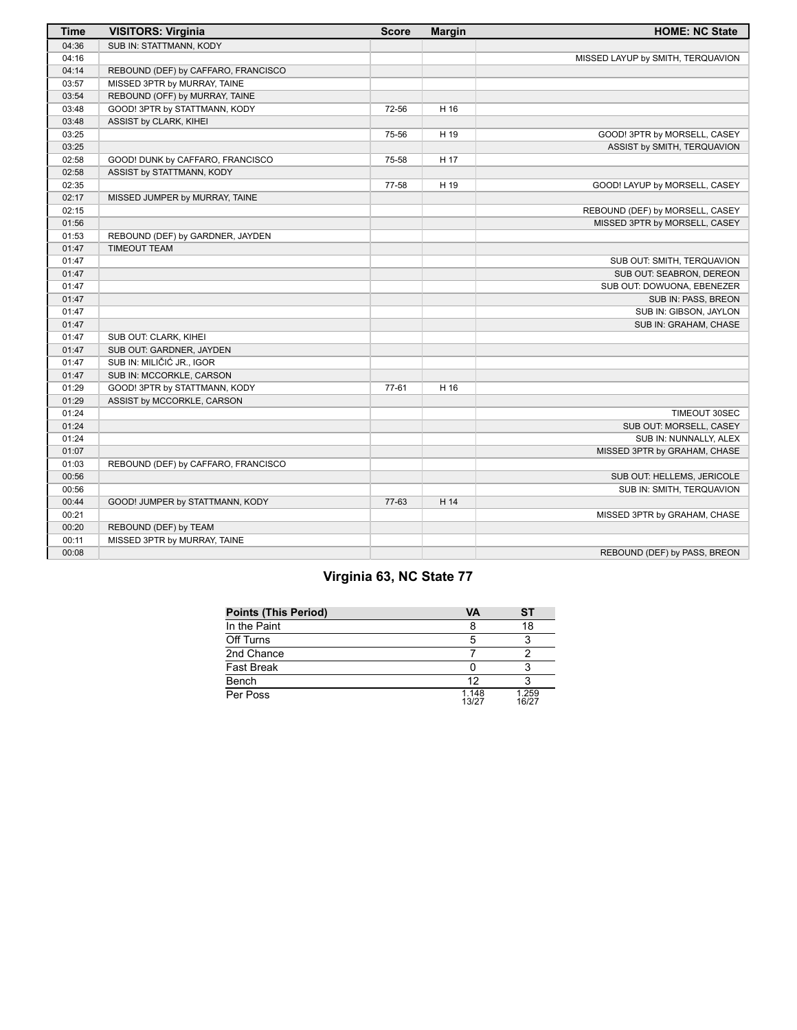| Time | VISITORS: Virginia | Score | Margin | HOME: NC State |
| --- | --- | --- | --- | --- |
| 04:36 | SUB IN: STATTMANN, KODY | | | |
| 04:16 | | | | MISSED LAYUP by SMITH, TERQUAVION |
| 04:14 | REBOUND (DEF) by CAFFARO, FRANCISCO | | | |
| 03:57 | MISSED 3PTR by MURRAY, TAINE | | | |
| 03:54 | REBOUND (OFF) by MURRAY, TAINE | | | |
| 03:48 | GOOD! 3PTR by STATTMANN, KODY | 72-56 | H 16 | |
| 03:48 | ASSIST by CLARK, KIHEI | | | |
| 03:25 | | 75-56 | H 19 | GOOD! 3PTR by MORSELL, CASEY |
| 03:25 | | | | ASSIST by SMITH, TERQUAVION |
| 02:58 | GOOD! DUNK by CAFFARO, FRANCISCO | 75-58 | H 17 | |
| 02:58 | ASSIST by STATTMANN, KODY | | | |
| 02:35 | | 77-58 | H 19 | GOOD! LAYUP by MORSELL, CASEY |
| 02:17 | MISSED JUMPER by MURRAY, TAINE | | | |
| 02:15 | | | | REBOUND (DEF) by MORSELL, CASEY |
| 01:56 | | | | MISSED 3PTR by MORSELL, CASEY |
| 01:53 | REBOUND (DEF) by GARDNER, JAYDEN | | | |
| 01:47 | TIMEOUT TEAM | | | |
| 01:47 | | | | SUB OUT: SMITH, TERQUAVION |
| 01:47 | | | | SUB OUT: SEABRON, DEREON |
| 01:47 | | | | SUB OUT: DOWUONA, EBENEZER |
| 01:47 | | | | SUB IN: PASS, BREON |
| 01:47 | | | | SUB IN: GIBSON, JAYLON |
| 01:47 | | | | SUB IN: GRAHAM, CHASE |
| 01:47 | SUB OUT: CLARK, KIHEI | | | |
| 01:47 | SUB OUT: GARDNER, JAYDEN | | | |
| 01:47 | SUB IN: MILIČIĆ JR., IGOR | | | |
| 01:47 | SUB IN: MCCORKLE, CARSON | | | |
| 01:29 | GOOD! 3PTR by STATTMANN, KODY | 77-61 | H 16 | |
| 01:29 | ASSIST by MCCORKLE, CARSON | | | |
| 01:24 | | | | TIMEOUT 30SEC |
| 01:24 | | | | SUB OUT: MORSELL, CASEY |
| 01:24 | | | | SUB IN: NUNNALLY, ALEX |
| 01:07 | | | | MISSED 3PTR by GRAHAM, CHASE |
| 01:03 | REBOUND (DEF) by CAFFARO, FRANCISCO | | | |
| 00:56 | | | | SUB OUT: HELLEMS, JERICOLE |
| 00:56 | | | | SUB IN: SMITH, TERQUAVION |
| 00:44 | GOOD! JUMPER by STATTMANN, KODY | 77-63 | H 14 | |
| 00:21 | | | | MISSED 3PTR by GRAHAM, CHASE |
| 00:20 | REBOUND (DEF) by TEAM | | | |
| 00:11 | MISSED 3PTR by MURRAY, TAINE | | | |
| 00:08 | | | | REBOUND (DEF) by PASS, BREON |

## Virginia 63, NC State 77

| Points (This Period) | VA | ST |
| --- | --- | --- |
| In the Paint | 8 | 18 |
| Off Turns | 5 | 3 |
| 2nd Chance | 7 | 2 |
| Fast Break | 0 | 3 |
| Bench | 12 | 3 |
| Per Poss | 1.148 13/27 | 1.259 16/27 |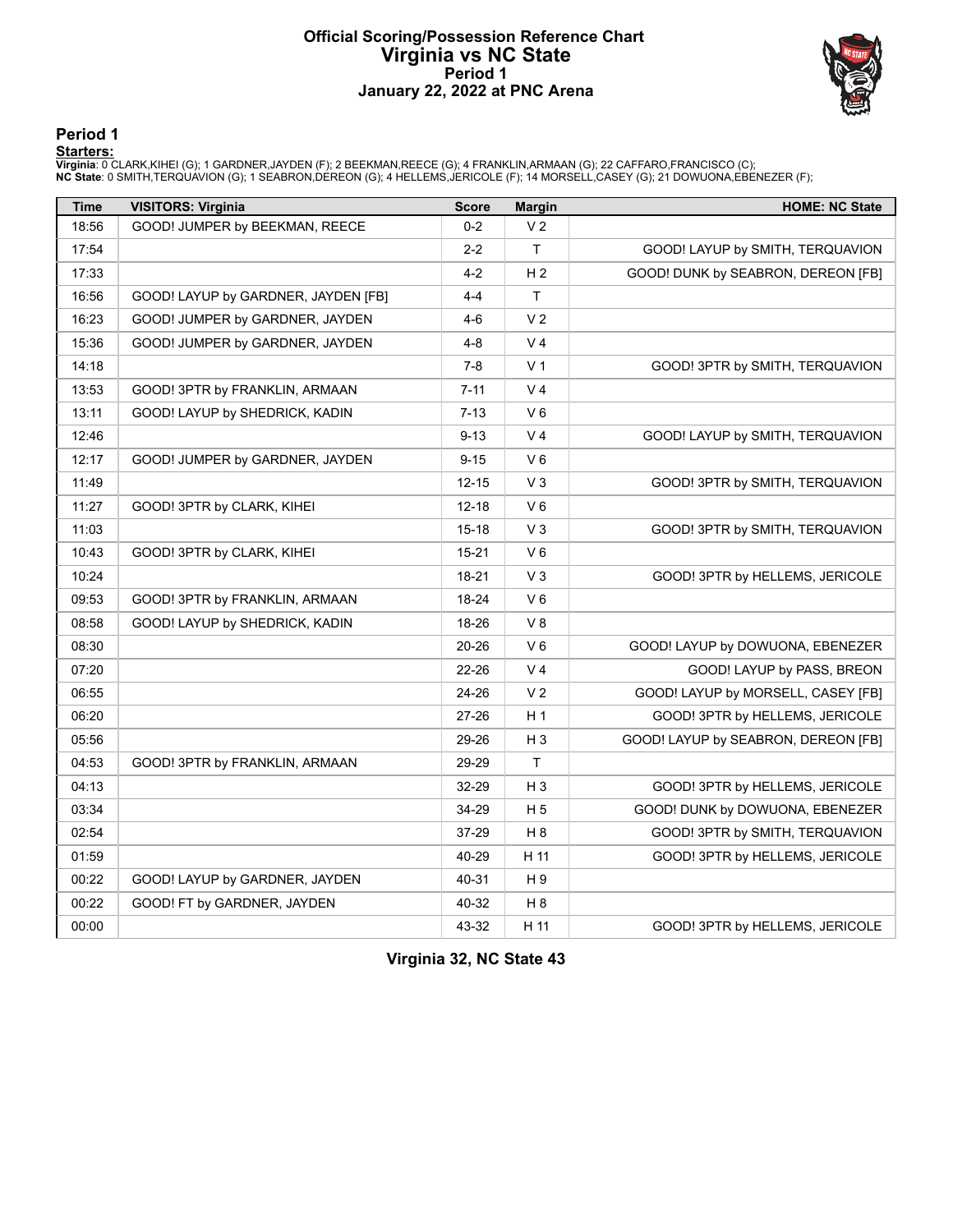# Official Scoring/Possession Reference Chart
# Virginia vs NC State
# Period 1
# January 22, 2022 at PNC Arena

## Period 1

**Starters:**

**Virginia**: 0 CLARK,KIHEI (G); 1 GARDNER,JAYDEN (F); 2 BEEKMAN,REECE (G); 4 FRANKLIN,ARMAAN (G); 22 CAFFARO,FRANCISCO (C);
**NC State**: 0 SMITH,TERQUAVION (G); 1 SEABRON,DEREON (G); 4 HELLEMS,JERICOLE (F); 14 MORSELL,CASEY (G); 21 DOWUONA,EBENEZER (F);

| Time | VISITORS: Virginia | Score | Margin | HOME: NC State |
|---|---|---|---|---|
| 18:56 | GOOD! JUMPER by BEEKMAN, REECE | 0-2 | V 2 | |
| 17:54 | | 2-2 | T | GOOD! LAYUP by SMITH, TERQUAVION |
| 17:33 | | 4-2 | H 2 | GOOD! DUNK by SEABRON, DEREON [FB] |
| 16:56 | GOOD! LAYUP by GARDNER, JAYDEN [FB] | 4-4 | T | |
| 16:23 | GOOD! JUMPER by GARDNER, JAYDEN | 4-6 | V 2 | |
| 15:36 | GOOD! JUMPER by GARDNER, JAYDEN | 4-8 | V 4 | |
| 14:18 | | 7-8 | V 1 | GOOD! 3PTR by SMITH, TERQUAVION |
| 13:53 | GOOD! 3PTR by FRANKLIN, ARMAAN | 7-11 | V 4 | |
| 13:11 | GOOD! LAYUP by SHEDRICK, KADIN | 7-13 | V 6 | |
| 12:46 | | 9-13 | V 4 | GOOD! LAYUP by SMITH, TERQUAVION |
| 12:17 | GOOD! JUMPER by GARDNER, JAYDEN | 9-15 | V 6 | |
| 11:49 | | 12-15 | V 3 | GOOD! 3PTR by SMITH, TERQUAVION |
| 11:27 | GOOD! 3PTR by CLARK, KIHEI | 12-18 | V 6 | |
| 11:03 | | 15-18 | V 3 | GOOD! 3PTR by SMITH, TERQUAVION |
| 10:43 | GOOD! 3PTR by CLARK, KIHEI | 15-21 | V 6 | |
| 10:24 | | 18-21 | V 3 | GOOD! 3PTR by HELLEMS, JERICOLE |
| 09:53 | GOOD! 3PTR by FRANKLIN, ARMAAN | 18-24 | V 6 | |
| 08:58 | GOOD! LAYUP by SHEDRICK, KADIN | 18-26 | V 8 | |
| 08:30 | | 20-26 | V 6 | GOOD! LAYUP by DOWUONA, EBENEZER |
| 07:20 | | 22-26 | V 4 | GOOD! LAYUP by PASS, BREON |
| 06:55 | | 24-26 | V 2 | GOOD! LAYUP by MORSELL, CASEY [FB] |
| 06:20 | | 27-26 | H 1 | GOOD! 3PTR by HELLEMS, JERICOLE |
| 05:56 | | 29-26 | H 3 | GOOD! LAYUP by SEABRON, DEREON [FB] |
| 04:53 | GOOD! 3PTR by FRANKLIN, ARMAAN | 29-29 | T | |
| 04:13 | | 32-29 | H 3 | GOOD! 3PTR by HELLEMS, JERICOLE |
| 03:34 | | 34-29 | H 5 | GOOD! DUNK by DOWUONA, EBENEZER |
| 02:54 | | 37-29 | H 8 | GOOD! 3PTR by SMITH, TERQUAVION |
| 01:59 | | 40-29 | H 11 | GOOD! 3PTR by HELLEMS, JERICOLE |
| 00:22 | GOOD! LAYUP by GARDNER, JAYDEN | 40-31 | H 9 | |
| 00:22 | GOOD! FT by GARDNER, JAYDEN | 40-32 | H 8 | |
| 00:00 | | 43-32 | H 11 | GOOD! 3PTR by HELLEMS, JERICOLE |

**Virginia 32, NC State 43**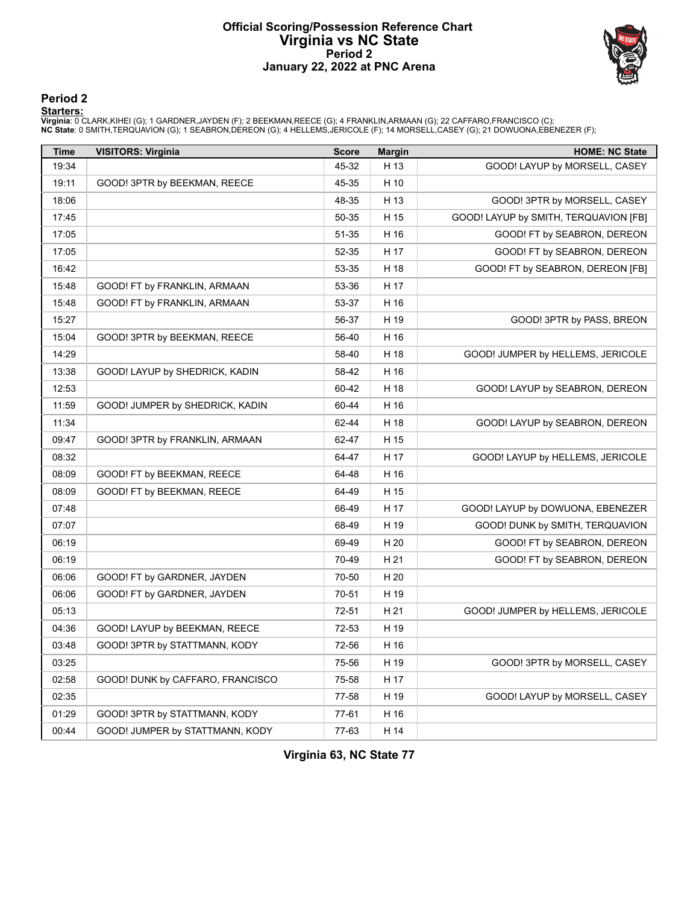# Official Scoring/Possession Reference Chart
# Virginia vs NC State
## Period 2
### January 22, 2022 at PNC Arena

## Period 2

**Starters:**

**Virginia**: 0 CLARK,KIHEI (G); 1 GARDNER,JAYDEN (F); 2 BEEKMAN,REECE (G); 4 FRANKLIN,ARMAAN (G); 22 CAFFARO,FRANCISCO (C);
**NC State**: 0 SMITH,TERQUAVION (G); 1 SEABRON,DEREON (G); 4 HELLEMS,JERICOLE (F); 14 MORSELL,CASEY (G); 21 DOWUONA,EBENEZER (F);

| Time | VISITORS: Virginia | Score | Margin | HOME: NC State |
|---|---|---|---|---|
| 19:34 | | 45-32 | H 13 | GOOD! LAYUP by MORSELL, CASEY |
| 19:11 | GOOD! 3PTR by BEEKMAN, REECE | 45-35 | H 10 | |
| 18:06 | | 48-35 | H 13 | GOOD! 3PTR by MORSELL, CASEY |
| 17:45 | | 50-35 | H 15 | GOOD! LAYUP by SMITH, TERQUAVION [FB] |
| 17:05 | | 51-35 | H 16 | GOOD! FT by SEABRON, DEREON |
| 17:05 | | 52-35 | H 17 | GOOD! FT by SEABRON, DEREON |
| 16:42 | | 53-35 | H 18 | GOOD! FT by SEABRON, DEREON [FB] |
| 15:48 | GOOD! FT by FRANKLIN, ARMAAN | 53-36 | H 17 | |
| 15:48 | GOOD! FT by FRANKLIN, ARMAAN | 53-37 | H 16 | |
| 15:27 | | 56-37 | H 19 | GOOD! 3PTR by PASS, BREON |
| 15:04 | GOOD! 3PTR by BEEKMAN, REECE | 56-40 | H 16 | |
| 14:29 | | 58-40 | H 18 | GOOD! JUMPER by HELLEMS, JERICOLE |
| 13:38 | GOOD! LAYUP by SHEDRICK, KADIN | 58-42 | H 16 | |
| 12:53 | | 60-42 | H 18 | GOOD! LAYUP by SEABRON, DEREON |
| 11:59 | GOOD! JUMPER by SHEDRICK, KADIN | 60-44 | H 16 | |
| 11:34 | | 62-44 | H 18 | GOOD! LAYUP by SEABRON, DEREON |
| 09:47 | GOOD! 3PTR by FRANKLIN, ARMAAN | 62-47 | H 15 | |
| 08:32 | | 64-47 | H 17 | GOOD! LAYUP by HELLEMS, JERICOLE |
| 08:09 | GOOD! FT by BEEKMAN, REECE | 64-48 | H 16 | |
| 08:09 | GOOD! FT by BEEKMAN, REECE | 64-49 | H 15 | |
| 07:48 | | 66-49 | H 17 | GOOD! LAYUP by DOWUONA, EBENEZER |
| 07:07 | | 68-49 | H 19 | GOOD! DUNK by SMITH, TERQUAVION |
| 06:19 | | 69-49 | H 20 | GOOD! FT by SEABRON, DEREON |
| 06:19 | | 70-49 | H 21 | GOOD! FT by SEABRON, DEREON |
| 06:06 | GOOD! FT by GARDNER, JAYDEN | 70-50 | H 20 | |
| 06:06 | GOOD! FT by GARDNER, JAYDEN | 70-51 | H 19 | |
| 05:13 | | 72-51 | H 21 | GOOD! JUMPER by HELLEMS, JERICOLE |
| 04:36 | GOOD! LAYUP by BEEKMAN, REECE | 72-53 | H 19 | |
| 03:48 | GOOD! 3PTR by STATTMANN, KODY | 72-56 | H 16 | |
| 03:25 | | 75-56 | H 19 | GOOD! 3PTR by MORSELL, CASEY |
| 02:58 | GOOD! DUNK by CAFFARO, FRANCISCO | 75-58 | H 17 | |
| 02:35 | | 77-58 | H 19 | GOOD! LAYUP by MORSELL, CASEY |
| 01:29 | GOOD! 3PTR by STATTMANN, KODY | 77-61 | H 16 | |
| 00:44 | GOOD! JUMPER by STATTMANN, KODY | 77-63 | H 14 | |

**Virginia 63, NC State 77**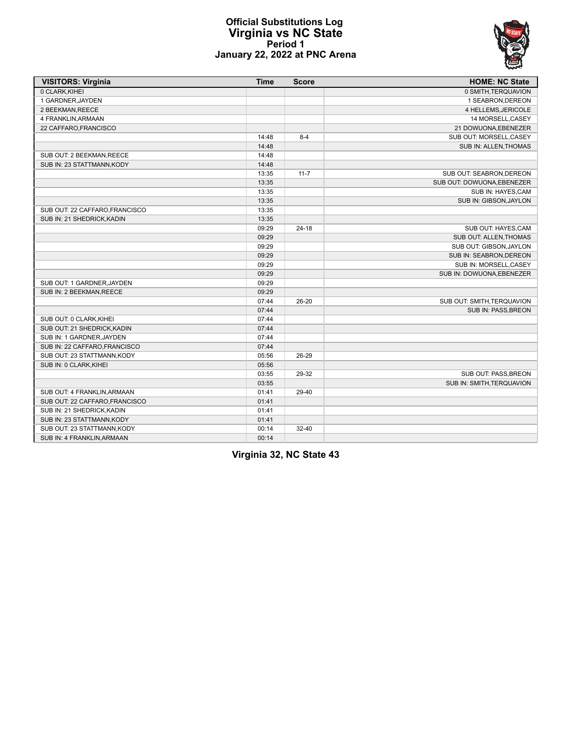# Official Substitutions Log
## Virginia vs NC State
### Period 1
### January 22, 2022 at PNC Arena

| VISITORS: Virginia | Time | Score | HOME: NC State |
|---|---|---|---|
| 0 CLARK,KIHEI | | | 0 SMITH,TERQUAVION |
| 1 GARDNER,JAYDEN | | | 1 SEABRON,DEREON |
| 2 BEEKMAN,REECE | | | 4 HELLEMS,JERICOLE |
| 4 FRANKLIN,ARMAAN | | | 14 MORSELL,CASEY |
| 22 CAFFARO,FRANCISCO | | | 21 DOWUONA,EBENEZER |
| | 14:48 | 8-4 | SUB OUT: MORSELL,CASEY |
| | 14:48 | | SUB IN: ALLEN,THOMAS |
| SUB OUT: 2 BEEKMAN,REECE | 14:48 | | |
| SUB IN: 23 STATTMANN,KODY | 14:48 | | |
| | 13:35 | 11-7 | SUB OUT: SEABRON,DEREON |
| | 13:35 | | SUB OUT: DOWUONA,EBENEZER |
| | 13:35 | | SUB IN: HAYES,CAM |
| | 13:35 | | SUB IN: GIBSON,JAYLON |
| SUB OUT: 22 CAFFARO,FRANCISCO | 13:35 | | |
| SUB IN: 21 SHEDRICK,KADIN | 13:35 | | |
| | 09:29 | 24-18 | SUB OUT: HAYES,CAM |
| | 09:29 | | SUB OUT: ALLEN,THOMAS |
| | 09:29 | | SUB OUT: GIBSON,JAYLON |
| | 09:29 | | SUB IN: SEABRON,DEREON |
| | 09:29 | | SUB IN: MORSELL,CASEY |
| | 09:29 | | SUB IN: DOWUONA,EBENEZER |
| SUB OUT: 1 GARDNER,JAYDEN | 09:29 | | |
| SUB IN: 2 BEEKMAN,REECE | 09:29 | | |
| | 07:44 | 26-20 | SUB OUT: SMITH,TERQUAVION |
| | 07:44 | | SUB IN: PASS,BREON |
| SUB OUT: 0 CLARK,KIHEI | 07:44 | | |
| SUB OUT: 21 SHEDRICK,KADIN | 07:44 | | |
| SUB IN: 1 GARDNER,JAYDEN | 07:44 | | |
| SUB IN: 22 CAFFARO,FRANCISCO | 07:44 | | |
| SUB OUT: 23 STATTMANN,KODY | 05:56 | 26-29 | |
| SUB IN: 0 CLARK,KIHEI | 05:56 | | |
| | 03:55 | 29-32 | SUB OUT: PASS,BREON |
| | 03:55 | | SUB IN: SMITH,TERQUAVION |
| SUB OUT: 4 FRANKLIN,ARMAAN | 01:41 | 29-40 | |
| SUB OUT: 22 CAFFARO,FRANCISCO | 01:41 | | |
| SUB IN: 21 SHEDRICK,KADIN | 01:41 | | |
| SUB IN: 23 STATTMANN,KODY | 01:41 | | |
| SUB OUT: 23 STATTMANN,KODY | 00:14 | 32-40 | |
| SUB IN: 4 FRANKLIN,ARMAAN | 00:14 | | |

**Virginia 32, NC State 43**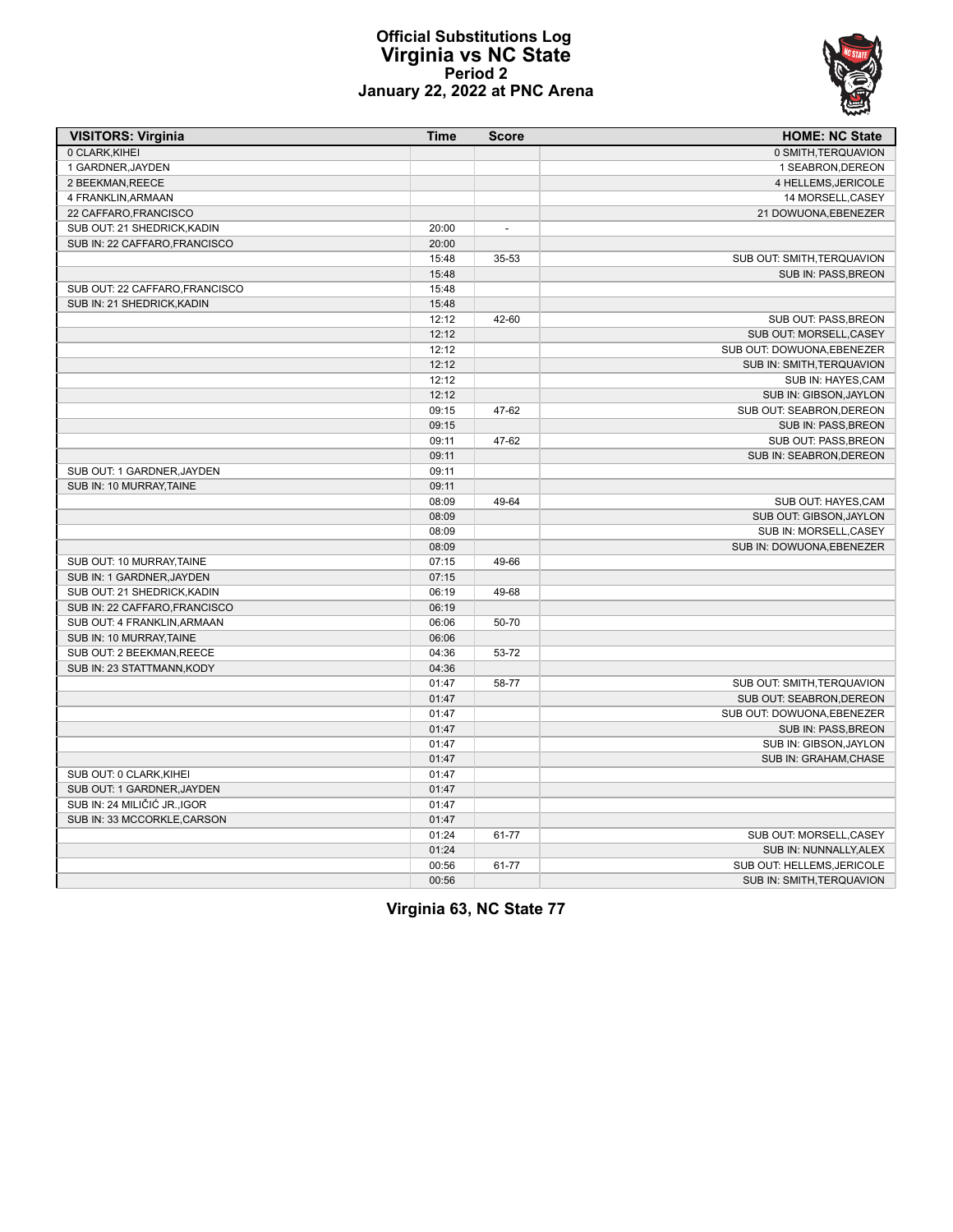# Official Substitutions Log
# Virginia vs NC State
## Period 2
## January 22, 2022 at PNC Arena

| VISITORS: Virginia | Time | Score | HOME: NC State |
|---|---|---|---|
| 0 CLARK,KIHEI | | | 0 SMITH,TERQUAVION |
| 1 GARDNER,JAYDEN | | | 1 SEABRON,DEREON |
| 2 BEEKMAN,REECE | | | 4 HELLEMS,JERICOLE |
| 4 FRANKLIN,ARMAAN | | | 14 MORSELL,CASEY |
| 22 CAFFARO,FRANCISCO | | | 21 DOWUONA,EBENEZER |
| SUB OUT: 21 SHEDRICK,KADIN | 20:00 | - | |
| SUB IN: 22 CAFFARO,FRANCISCO | 20:00 | | |
| | 15:48 | 35-53 | SUB OUT: SMITH,TERQUAVION |
| | 15:48 | | SUB IN: PASS,BREON |
| SUB OUT: 22 CAFFARO,FRANCISCO | 15:48 | | |
| SUB IN: 21 SHEDRICK,KADIN | 15:48 | | |
| | 12:12 | 42-60 | SUB OUT: PASS,BREON |
| | 12:12 | | SUB OUT: MORSELL,CASEY |
| | 12:12 | | SUB OUT: DOWUONA,EBENEZER |
| | 12:12 | | SUB IN: SMITH,TERQUAVION |
| | 12:12 | | SUB IN: HAYES,CAM |
| | 12:12 | | SUB IN: GIBSON,JAYLON |
| | 09:15 | 47-62 | SUB OUT: SEABRON,DEREON |
| | 09:15 | | SUB IN: PASS,BREON |
| | 09:11 | 47-62 | SUB OUT: PASS,BREON |
| | 09:11 | | SUB IN: SEABRON,DEREON |
| SUB OUT: 1 GARDNER,JAYDEN | 09:11 | | |
| SUB IN: 10 MURRAY,TAINE | 09:11 | | |
| | 08:09 | 49-64 | SUB OUT: HAYES,CAM |
| | 08:09 | | SUB OUT: GIBSON,JAYLON |
| | 08:09 | | SUB IN: MORSELL,CASEY |
| | 08:09 | | SUB IN: DOWUONA,EBENEZER |
| SUB OUT: 10 MURRAY,TAINE | 07:15 | 49-66 | |
| SUB IN: 1 GARDNER,JAYDEN | 07:15 | | |
| SUB OUT: 21 SHEDRICK,KADIN | 06:19 | 49-68 | |
| SUB IN: 22 CAFFARO,FRANCISCO | 06:19 | | |
| SUB OUT: 4 FRANKLIN,ARMAAN | 06:06 | 50-70 | |
| SUB IN: 10 MURRAY,TAINE | 06:06 | | |
| SUB OUT: 2 BEEKMAN,REECE | 04:36 | 53-72 | |
| SUB IN: 23 STATTMANN,KODY | 04:36 | | |
| | 01:47 | 58-77 | SUB OUT: SMITH,TERQUAVION |
| | 01:47 | | SUB OUT: SEABRON,DEREON |
| | 01:47 | | SUB OUT: DOWUONA,EBENEZER |
| | 01:47 | | SUB IN: PASS,BREON |
| | 01:47 | | SUB IN: GIBSON,JAYLON |
| | 01:47 | | SUB IN: GRAHAM,CHASE |
| SUB OUT: 0 CLARK,KIHEI | 01:47 | | |
| SUB OUT: 1 GARDNER,JAYDEN | 01:47 | | |
| SUB IN: 24 MILIČIĆ JR.,IGOR | 01:47 | | |
| SUB IN: 33 MCCORKLE,CARSON | 01:47 | | |
| | 01:24 | 61-77 | SUB OUT: MORSELL,CASEY |
| | 01:24 | | SUB IN: NUNNALLY,ALEX |
| | 00:56 | 61-77 | SUB OUT: HELLEMS,JERICOLE |
| | 00:56 | | SUB IN: SMITH,TERQUAVION |

**Virginia 63, NC State 77**